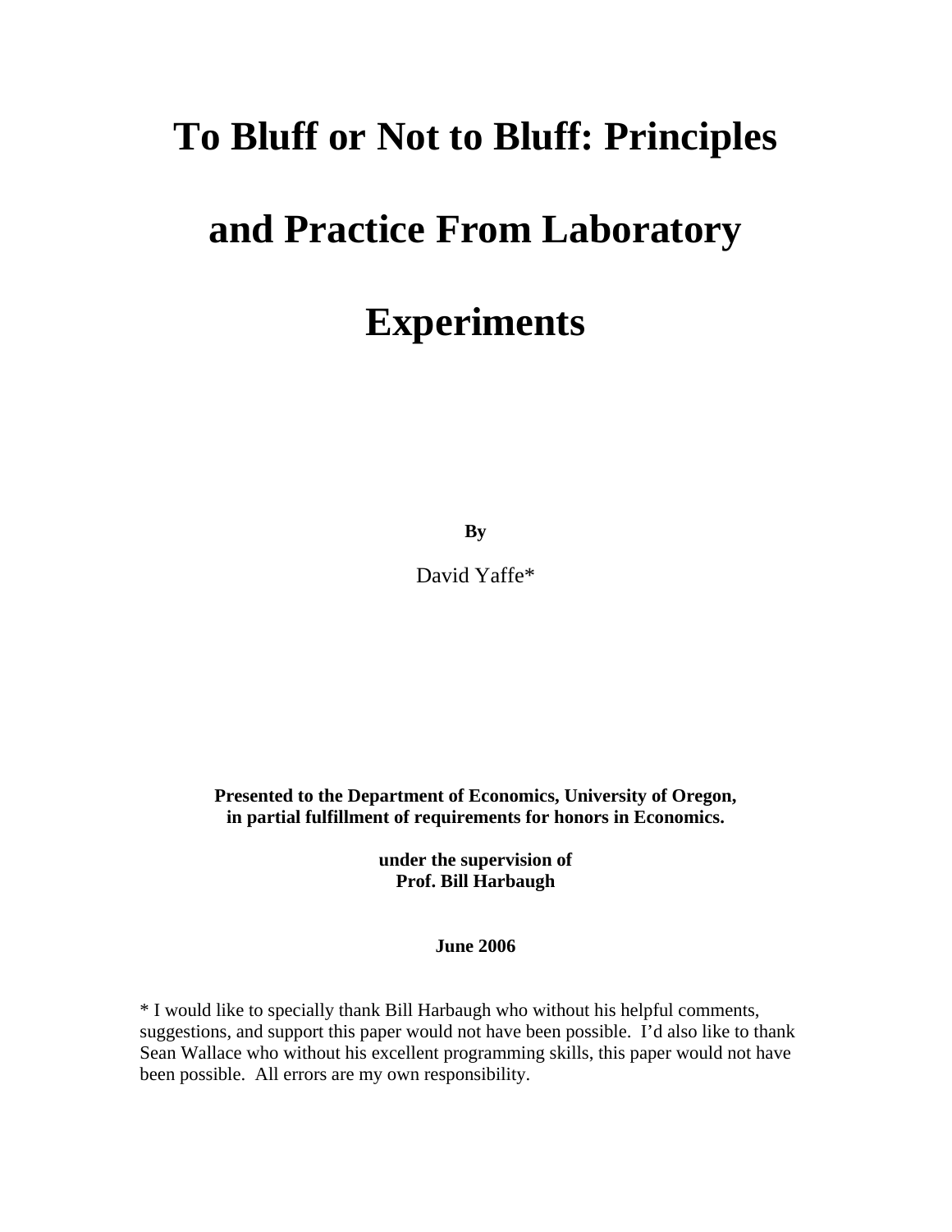# To Bluff or Not to Bluff: Principles and Practice From Laboratory Experiments

**By**

David Yaffe*

**Presented to the Department of Economics, University of Oregon, in partial fulfillment of requirements for honors in Economics.**

**under the supervision of**
**Prof. Bill Harbaugh**

**June 2006**

* I would like to specially thank Bill Harbaugh who without his helpful comments, suggestions, and support this paper would not have been possible. I'd also like to thank Sean Wallace who without his excellent programming skills, this paper would not have been possible. All errors are my own responsibility.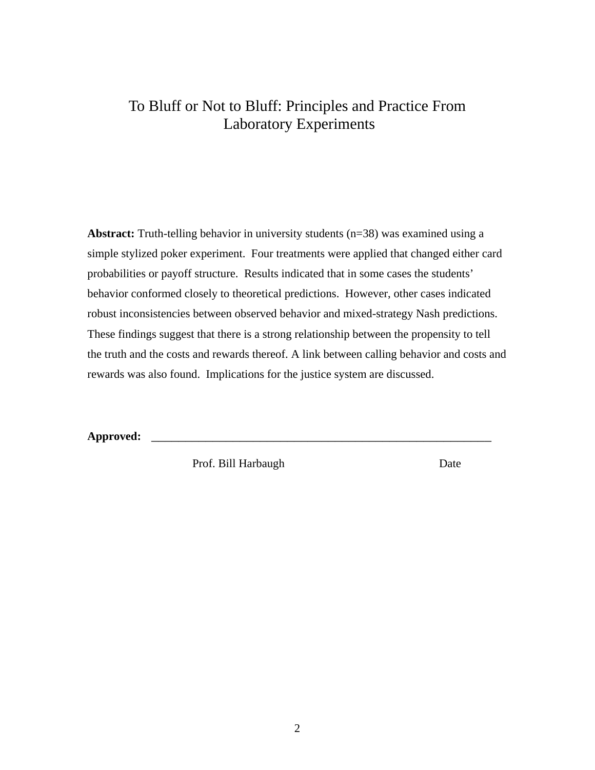# To Bluff or Not to Bluff: Principles and Practice From Laboratory Experiments

**Abstract:** Truth-telling behavior in university students (n=38) was examined using a simple stylized poker experiment. Four treatments were applied that changed either card probabilities or payoff structure. Results indicated that in some cases the students' behavior conformed closely to theoretical predictions. However, other cases indicated robust inconsistencies between observed behavior and mixed-strategy Nash predictions. These findings suggest that there is a strong relationship between the propensity to tell the truth and the costs and rewards thereof. A link between calling behavior and costs and rewards was also found. Implications for the justice system are discussed.

**Approved:** ____________________________________________________________

Prof. Bill Harbaugh                                        Date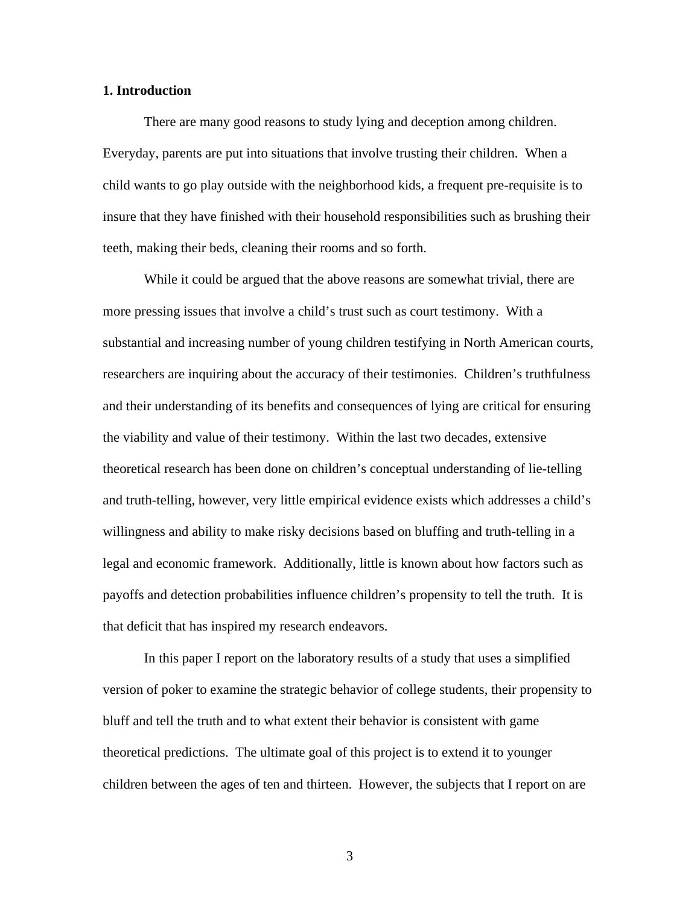## 1. Introduction

There are many good reasons to study lying and deception among children. Everyday, parents are put into situations that involve trusting their children. When a child wants to go play outside with the neighborhood kids, a frequent pre-requisite is to insure that they have finished with their household responsibilities such as brushing their teeth, making their beds, cleaning their rooms and so forth.

While it could be argued that the above reasons are somewhat trivial, there are more pressing issues that involve a child's trust such as court testimony. With a substantial and increasing number of young children testifying in North American courts, researchers are inquiring about the accuracy of their testimonies. Children's truthfulness and their understanding of its benefits and consequences of lying are critical for ensuring the viability and value of their testimony. Within the last two decades, extensive theoretical research has been done on children's conceptual understanding of lie-telling and truth-telling, however, very little empirical evidence exists which addresses a child's willingness and ability to make risky decisions based on bluffing and truth-telling in a legal and economic framework. Additionally, little is known about how factors such as payoffs and detection probabilities influence children's propensity to tell the truth. It is that deficit that has inspired my research endeavors.

In this paper I report on the laboratory results of a study that uses a simplified version of poker to examine the strategic behavior of college students, their propensity to bluff and tell the truth and to what extent their behavior is consistent with game theoretical predictions. The ultimate goal of this project is to extend it to younger children between the ages of ten and thirteen. However, the subjects that I report on are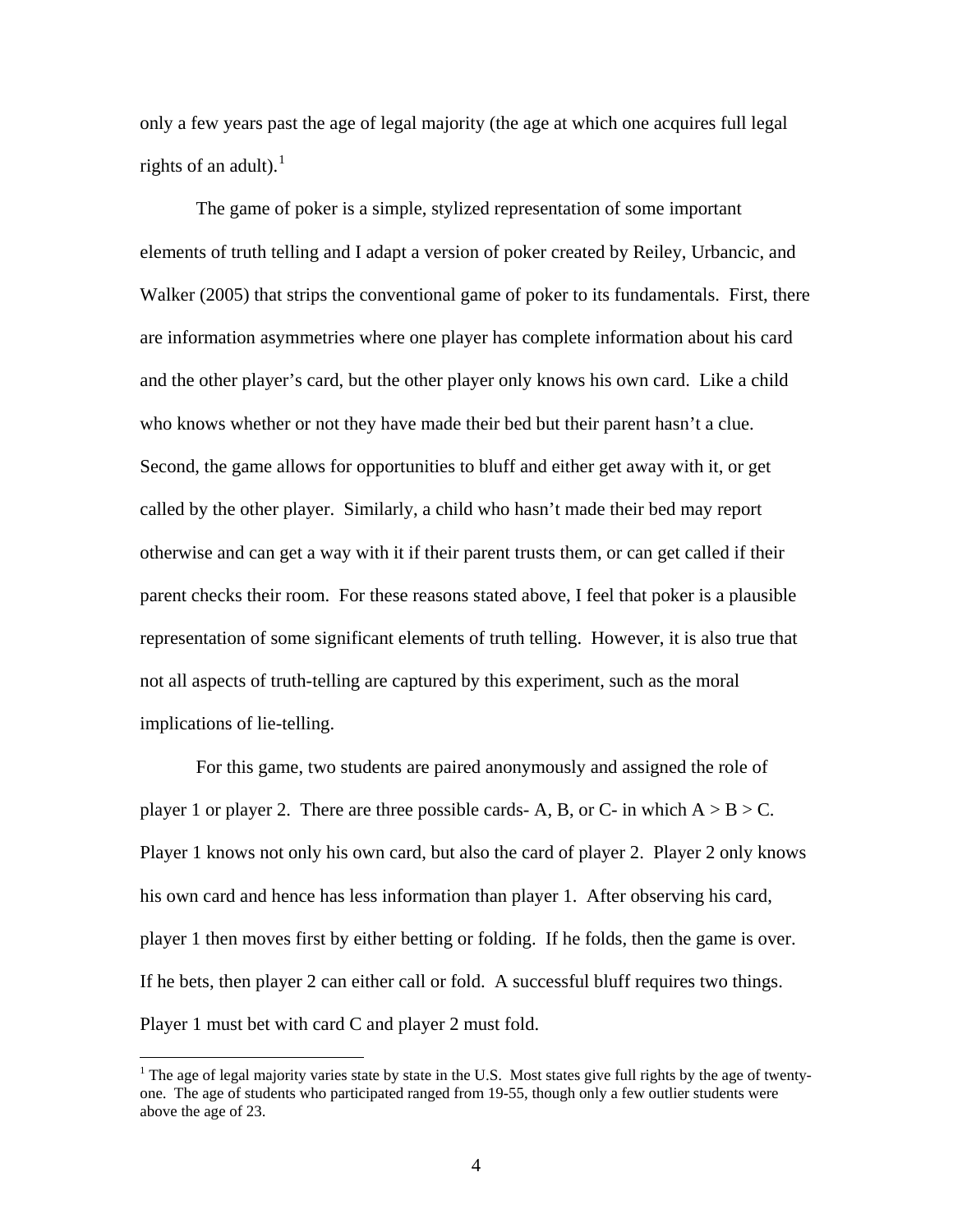only a few years past the age of legal majority (the age at which one acquires full legal rights of an adult).[1]

The game of poker is a simple, stylized representation of some important elements of truth telling and I adapt a version of poker created by Reiley, Urbancic, and Walker (2005) that strips the conventional game of poker to its fundamentals. First, there are information asymmetries where one player has complete information about his card and the other player's card, but the other player only knows his own card. Like a child who knows whether or not they have made their bed but their parent hasn't a clue. Second, the game allows for opportunities to bluff and either get away with it, or get called by the other player. Similarly, a child who hasn't made their bed may report otherwise and can get a way with it if their parent trusts them, or can get called if their parent checks their room. For these reasons stated above, I feel that poker is a plausible representation of some significant elements of truth telling. However, it is also true that not all aspects of truth-telling are captured by this experiment, such as the moral implications of lie-telling.

For this game, two students are paired anonymously and assigned the role of player 1 or player 2. There are three possible cards- A, B, or C- in which $A > B > C$. Player 1 knows not only his own card, but also the card of player 2. Player 2 only knows his own card and hence has less information than player 1. After observing his card, player 1 then moves first by either betting or folding. If he folds, then the game is over. If he bets, then player 2 can either call or fold. A successful bluff requires two things. Player 1 must bet with card C and player 2 must fold.

---

[1] The age of legal majority varies state by state in the U.S. Most states give full rights by the age of twenty-one. The age of students who participated ranged from 19-55, though only a few outlier students were above the age of 23.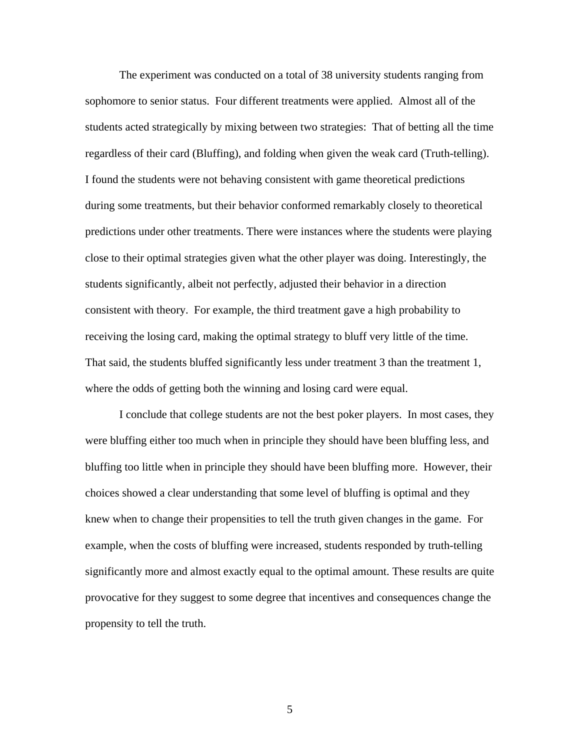The experiment was conducted on a total of 38 university students ranging from sophomore to senior status. Four different treatments were applied. Almost all of the students acted strategically by mixing between two strategies: That of betting all the time regardless of their card (Bluffing), and folding when given the weak card (Truth-telling). I found the students were not behaving consistent with game theoretical predictions during some treatments, but their behavior conformed remarkably closely to theoretical predictions under other treatments. There were instances where the students were playing close to their optimal strategies given what the other player was doing. Interestingly, the students significantly, albeit not perfectly, adjusted their behavior in a direction consistent with theory. For example, the third treatment gave a high probability to receiving the losing card, making the optimal strategy to bluff very little of the time. That said, the students bluffed significantly less under treatment 3 than the treatment 1, where the odds of getting both the winning and losing card were equal.

I conclude that college students are not the best poker players. In most cases, they were bluffing either too much when in principle they should have been bluffing less, and bluffing too little when in principle they should have been bluffing more. However, their choices showed a clear understanding that some level of bluffing is optimal and they knew when to change their propensities to tell the truth given changes in the game. For example, when the costs of bluffing were increased, students responded by truth-telling significantly more and almost exactly equal to the optimal amount. These results are quite provocative for they suggest to some degree that incentives and consequences change the propensity to tell the truth.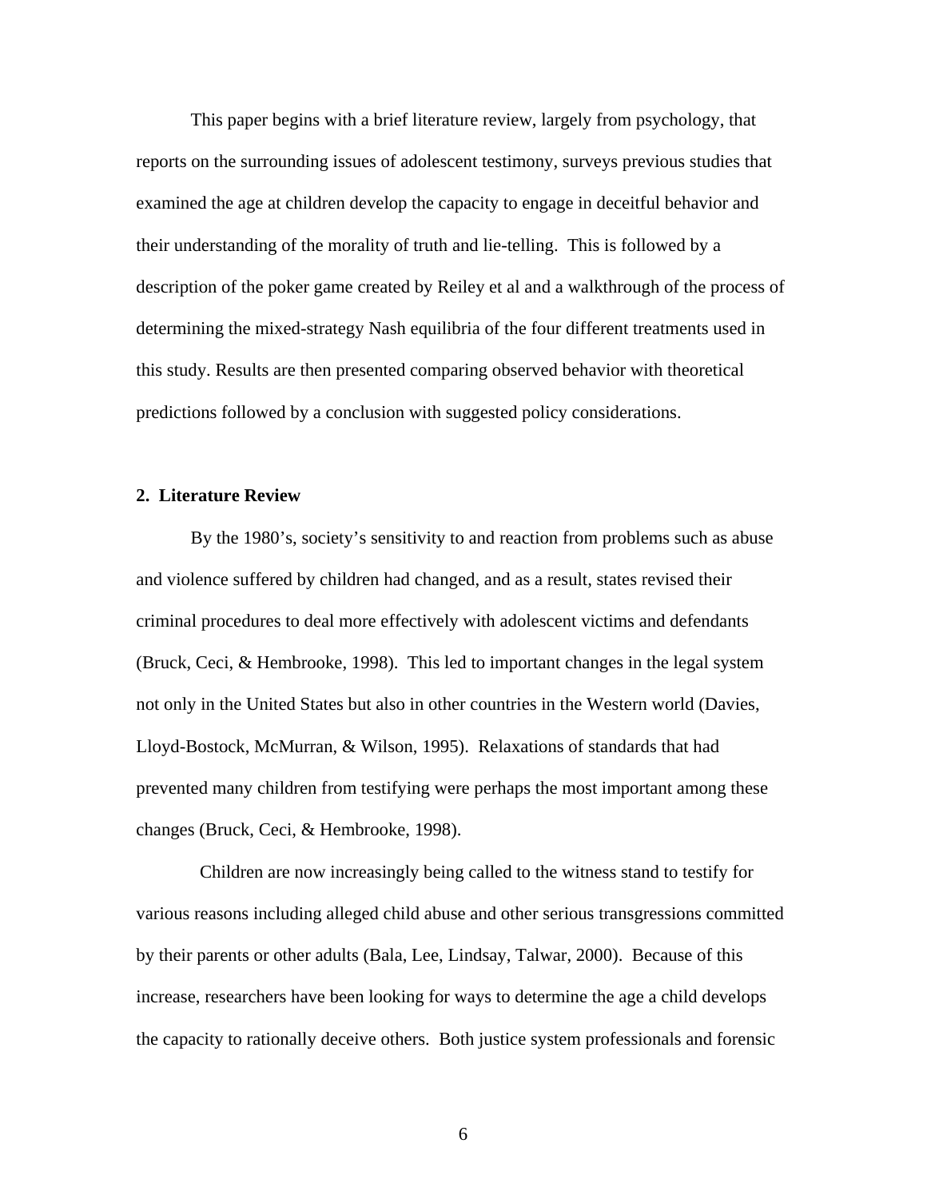This paper begins with a brief literature review, largely from psychology, that reports on the surrounding issues of adolescent testimony, surveys previous studies that examined the age at children develop the capacity to engage in deceitful behavior and their understanding of the morality of truth and lie-telling. This is followed by a description of the poker game created by Reiley et al and a walkthrough of the process of determining the mixed-strategy Nash equilibria of the four different treatments used in this study. Results are then presented comparing observed behavior with theoretical predictions followed by a conclusion with suggested policy considerations.

## 2. Literature Review

By the 1980's, society's sensitivity to and reaction from problems such as abuse and violence suffered by children had changed, and as a result, states revised their criminal procedures to deal more effectively with adolescent victims and defendants (Bruck, Ceci, & Hembrooke, 1998). This led to important changes in the legal system not only in the United States but also in other countries in the Western world (Davies, Lloyd-Bostock, McMurran, & Wilson, 1995). Relaxations of standards that had prevented many children from testifying were perhaps the most important among these changes (Bruck, Ceci, & Hembrooke, 1998).

Children are now increasingly being called to the witness stand to testify for various reasons including alleged child abuse and other serious transgressions committed by their parents or other adults (Bala, Lee, Lindsay, Talwar, 2000). Because of this increase, researchers have been looking for ways to determine the age a child develops the capacity to rationally deceive others. Both justice system professionals and forensic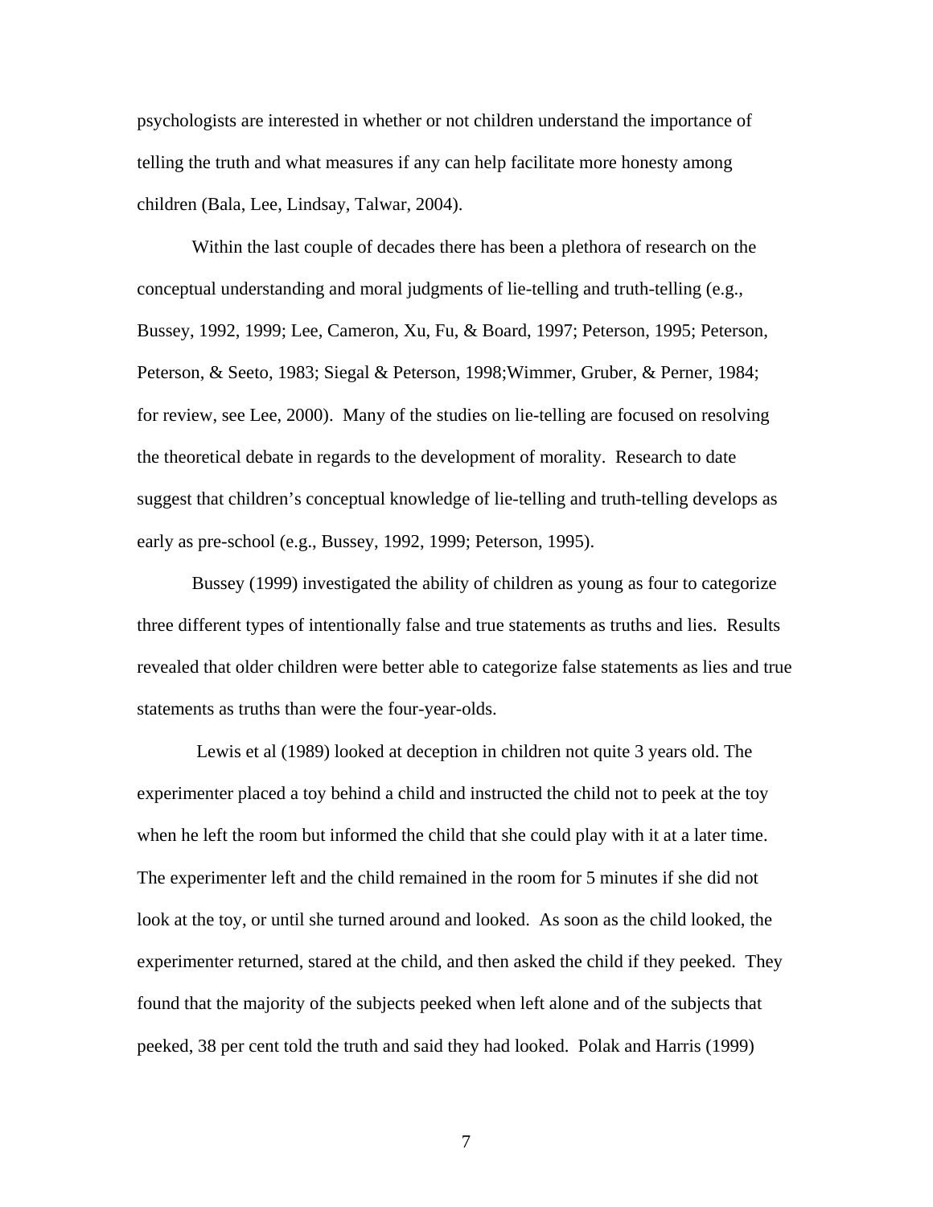psychologists are interested in whether or not children understand the importance of telling the truth and what measures if any can help facilitate more honesty among children (Bala, Lee, Lindsay, Talwar, 2004).

Within the last couple of decades there has been a plethora of research on the conceptual understanding and moral judgments of lie-telling and truth-telling (e.g., Bussey, 1992, 1999; Lee, Cameron, Xu, Fu, & Board, 1997; Peterson, 1995; Peterson, Peterson, & Seeto, 1983; Siegal & Peterson, 1998;Wimmer, Gruber, & Perner, 1984; for review, see Lee, 2000). Many of the studies on lie-telling are focused on resolving the theoretical debate in regards to the development of morality. Research to date suggest that children's conceptual knowledge of lie-telling and truth-telling develops as early as pre-school (e.g., Bussey, 1992, 1999; Peterson, 1995).

Bussey (1999) investigated the ability of children as young as four to categorize three different types of intentionally false and true statements as truths and lies. Results revealed that older children were better able to categorize false statements as lies and true statements as truths than were the four-year-olds.

Lewis et al (1989) looked at deception in children not quite 3 years old. The experimenter placed a toy behind a child and instructed the child not to peek at the toy when he left the room but informed the child that she could play with it at a later time. The experimenter left and the child remained in the room for 5 minutes if she did not look at the toy, or until she turned around and looked. As soon as the child looked, the experimenter returned, stared at the child, and then asked the child if they peeked. They found that the majority of the subjects peeked when left alone and of the subjects that peeked, 38 per cent told the truth and said they had looked. Polak and Harris (1999)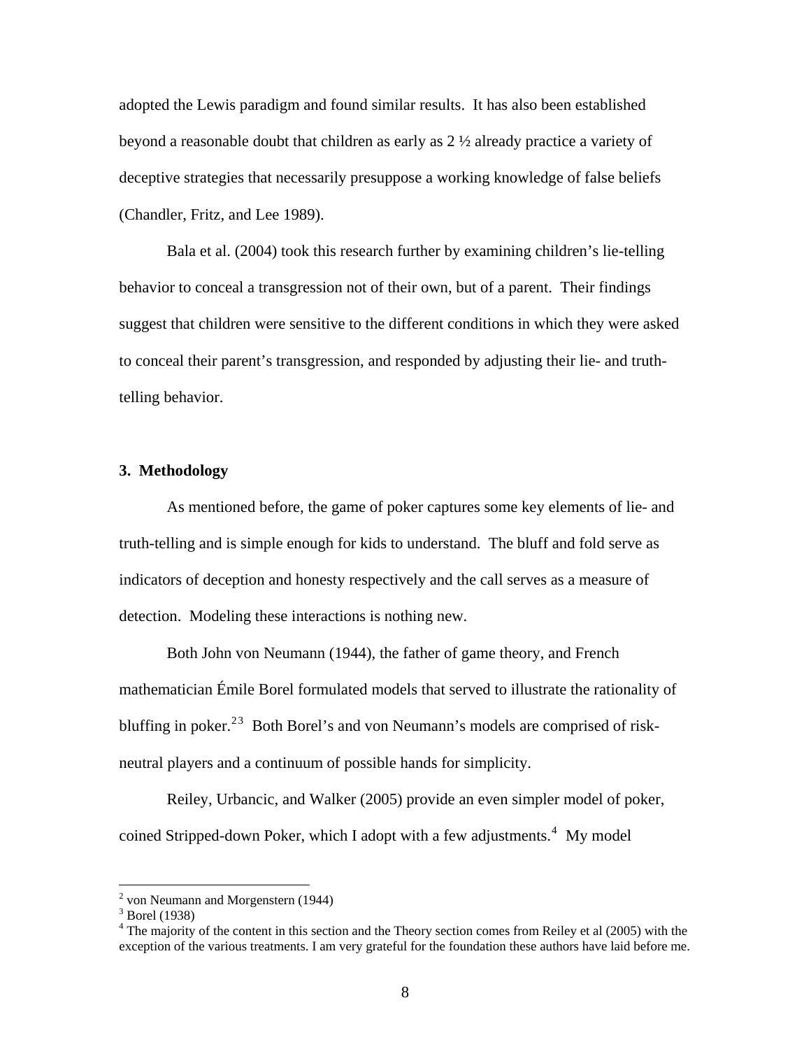adopted the Lewis paradigm and found similar results. It has also been established beyond a reasonable doubt that children as early as 2 ½ already practice a variety of deceptive strategies that necessarily presuppose a working knowledge of false beliefs (Chandler, Fritz, and Lee 1989).

Bala et al. (2004) took this research further by examining children's lie-telling behavior to conceal a transgression not of their own, but of a parent. Their findings suggest that children were sensitive to the different conditions in which they were asked to conceal their parent's transgression, and responded by adjusting their lie- and truth-telling behavior.

## 3. Methodology

As mentioned before, the game of poker captures some key elements of lie- and truth-telling and is simple enough for kids to understand. The bluff and fold serve as indicators of deception and honesty respectively and the call serves as a measure of detection. Modeling these interactions is nothing new.

Both John von Neumann (1944), the father of game theory, and French mathematician Émile Borel formulated models that served to illustrate the rationality of bluffing in poker.[2][3] Both Borel's and von Neumann's models are comprised of risk-neutral players and a continuum of possible hands for simplicity.

Reiley, Urbancic, and Walker (2005) provide an even simpler model of poker, coined Stripped-down Poker, which I adopt with a few adjustments.[4] My model

---

[2] von Neumann and Morgenstern (1944)

[3] Borel (1938)

[4] The majority of the content in this section and the Theory section comes from Reiley et al (2005) with the exception of the various treatments. I am very grateful for the foundation these authors have laid before me.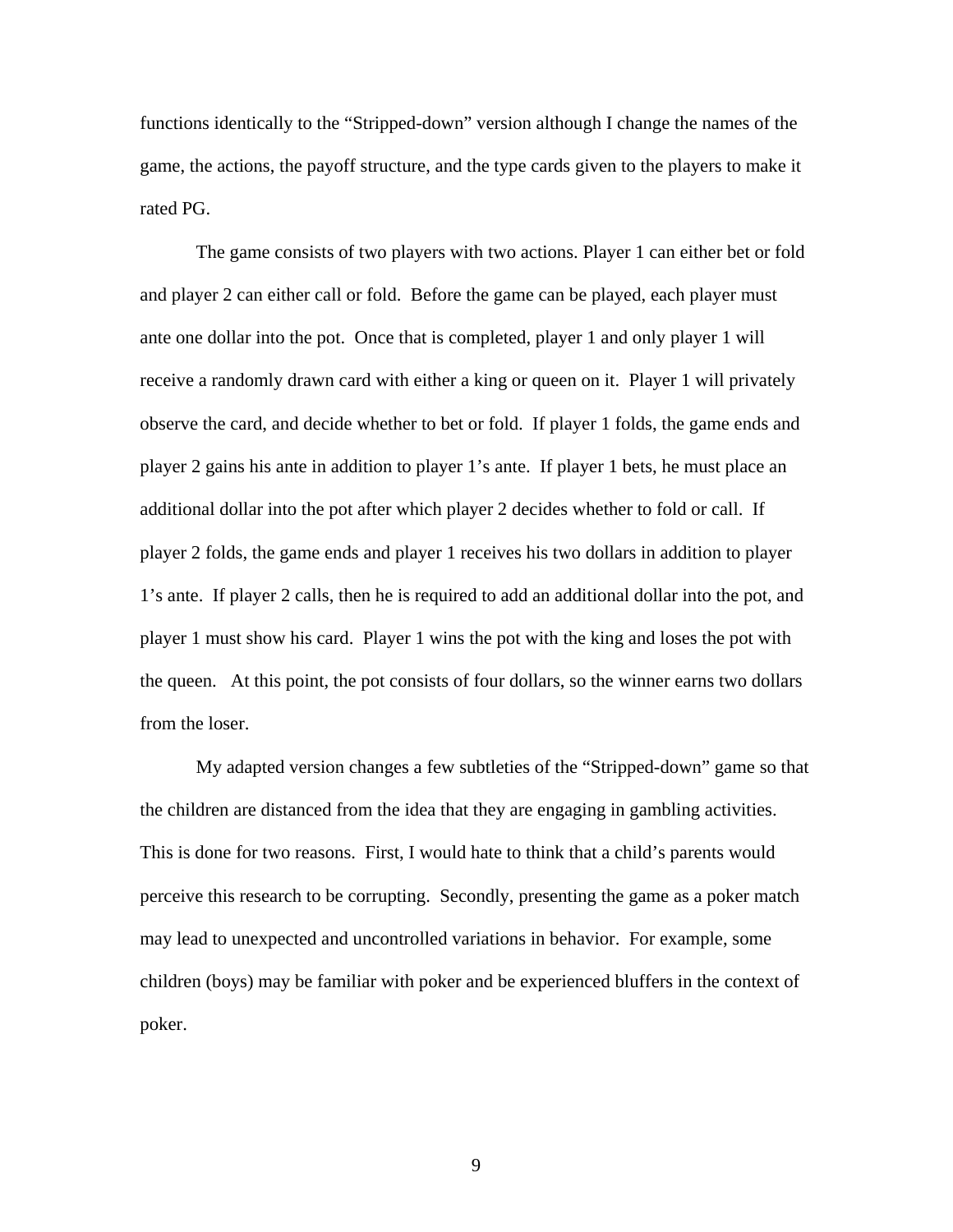functions identically to the "Stripped-down" version although I change the names of the game, the actions, the payoff structure, and the type cards given to the players to make it rated PG.

The game consists of two players with two actions. Player 1 can either bet or fold and player 2 can either call or fold. Before the game can be played, each player must ante one dollar into the pot. Once that is completed, player 1 and only player 1 will receive a randomly drawn card with either a king or queen on it. Player 1 will privately observe the card, and decide whether to bet or fold. If player 1 folds, the game ends and player 2 gains his ante in addition to player 1's ante. If player 1 bets, he must place an additional dollar into the pot after which player 2 decides whether to fold or call. If player 2 folds, the game ends and player 1 receives his two dollars in addition to player 1's ante. If player 2 calls, then he is required to add an additional dollar into the pot, and player 1 must show his card. Player 1 wins the pot with the king and loses the pot with the queen. At this point, the pot consists of four dollars, so the winner earns two dollars from the loser.

My adapted version changes a few subtleties of the "Stripped-down" game so that the children are distanced from the idea that they are engaging in gambling activities. This is done for two reasons. First, I would hate to think that a child's parents would perceive this research to be corrupting. Secondly, presenting the game as a poker match may lead to unexpected and uncontrolled variations in behavior. For example, some children (boys) may be familiar with poker and be experienced bluffers in the context of poker.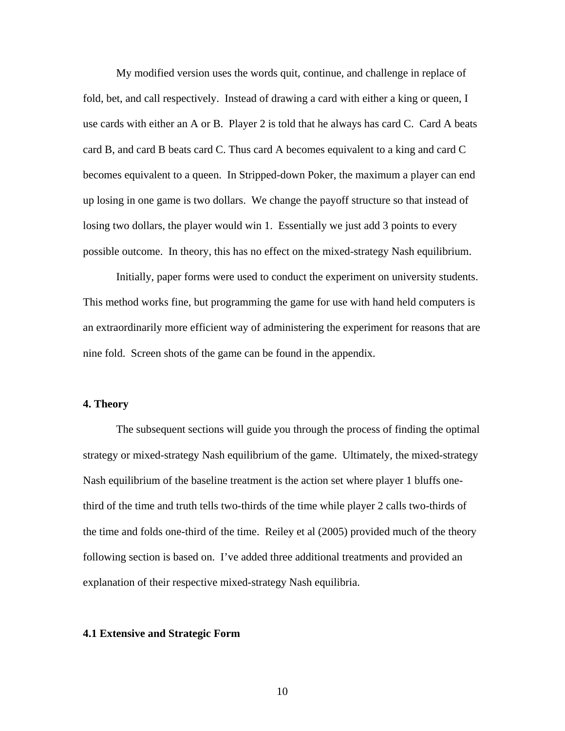My modified version uses the words quit, continue, and challenge in replace of fold, bet, and call respectively. Instead of drawing a card with either a king or queen, I use cards with either an A or B. Player 2 is told that he always has card C. Card A beats card B, and card B beats card C. Thus card A becomes equivalent to a king and card C becomes equivalent to a queen. In Stripped-down Poker, the maximum a player can end up losing in one game is two dollars. We change the payoff structure so that instead of losing two dollars, the player would win 1. Essentially we just add 3 points to every possible outcome. In theory, this has no effect on the mixed-strategy Nash equilibrium.

Initially, paper forms were used to conduct the experiment on university students. This method works fine, but programming the game for use with hand held computers is an extraordinarily more efficient way of administering the experiment for reasons that are nine fold. Screen shots of the game can be found in the appendix.

## 4. Theory

The subsequent sections will guide you through the process of finding the optimal strategy or mixed-strategy Nash equilibrium of the game. Ultimately, the mixed-strategy Nash equilibrium of the baseline treatment is the action set where player 1 bluffs one-third of the time and truth tells two-thirds of the time while player 2 calls two-thirds of the time and folds one-third of the time. Reiley et al (2005) provided much of the theory following section is based on. I've added three additional treatments and provided an explanation of their respective mixed-strategy Nash equilibria.

### 4.1 Extensive and Strategic Form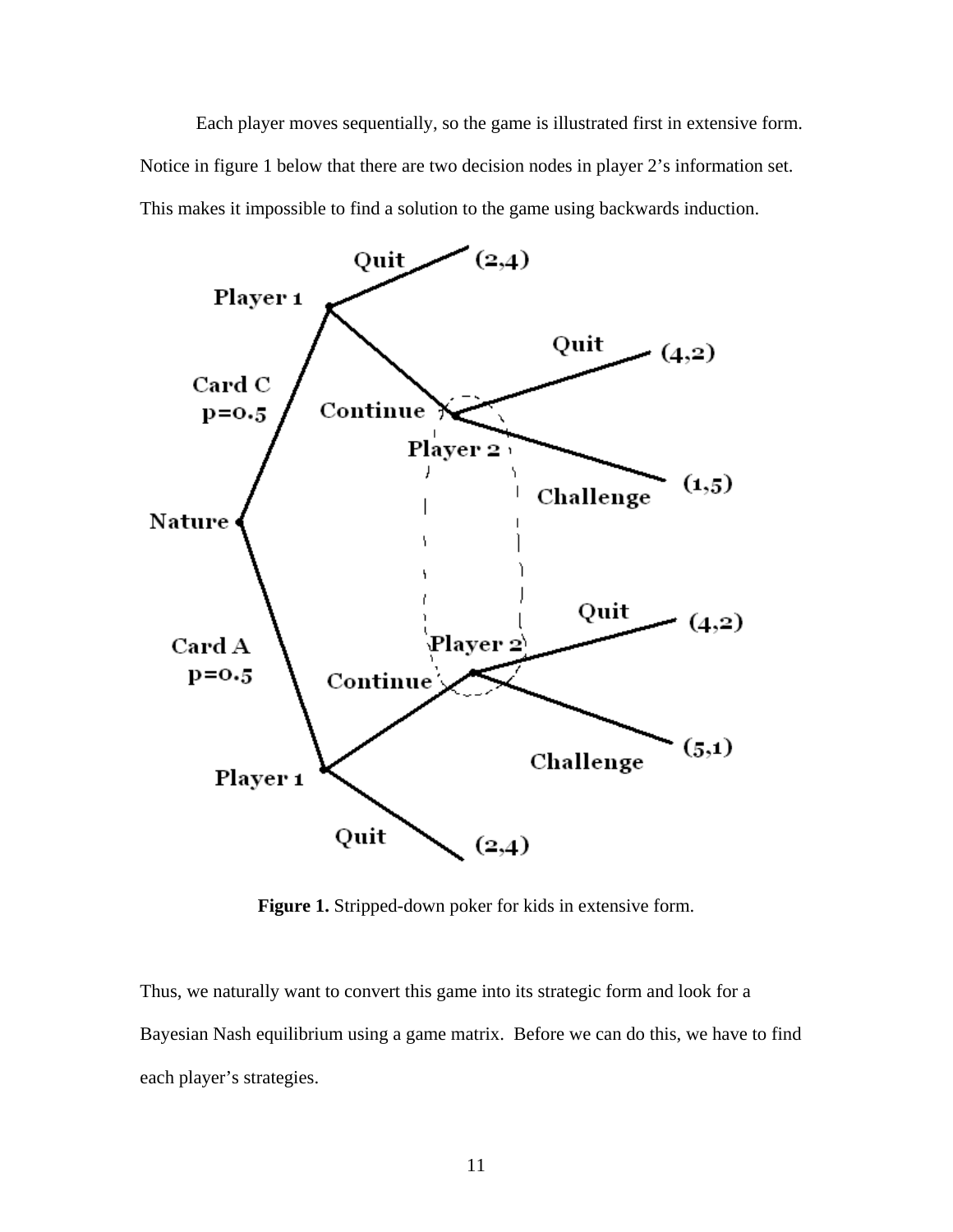Each player moves sequentially, so the game is illustrated first in extensive form. Notice in figure 1 below that there are two decision nodes in player 2's information set. This makes it impossible to find a solution to the game using backwards induction.

**Figure 1.** Stripped-down poker for kids in extensive form.

Thus, we naturally want to convert this game into its strategic form and look for a Bayesian Nash equilibrium using a game matrix. Before we can do this, we have to find each player's strategies.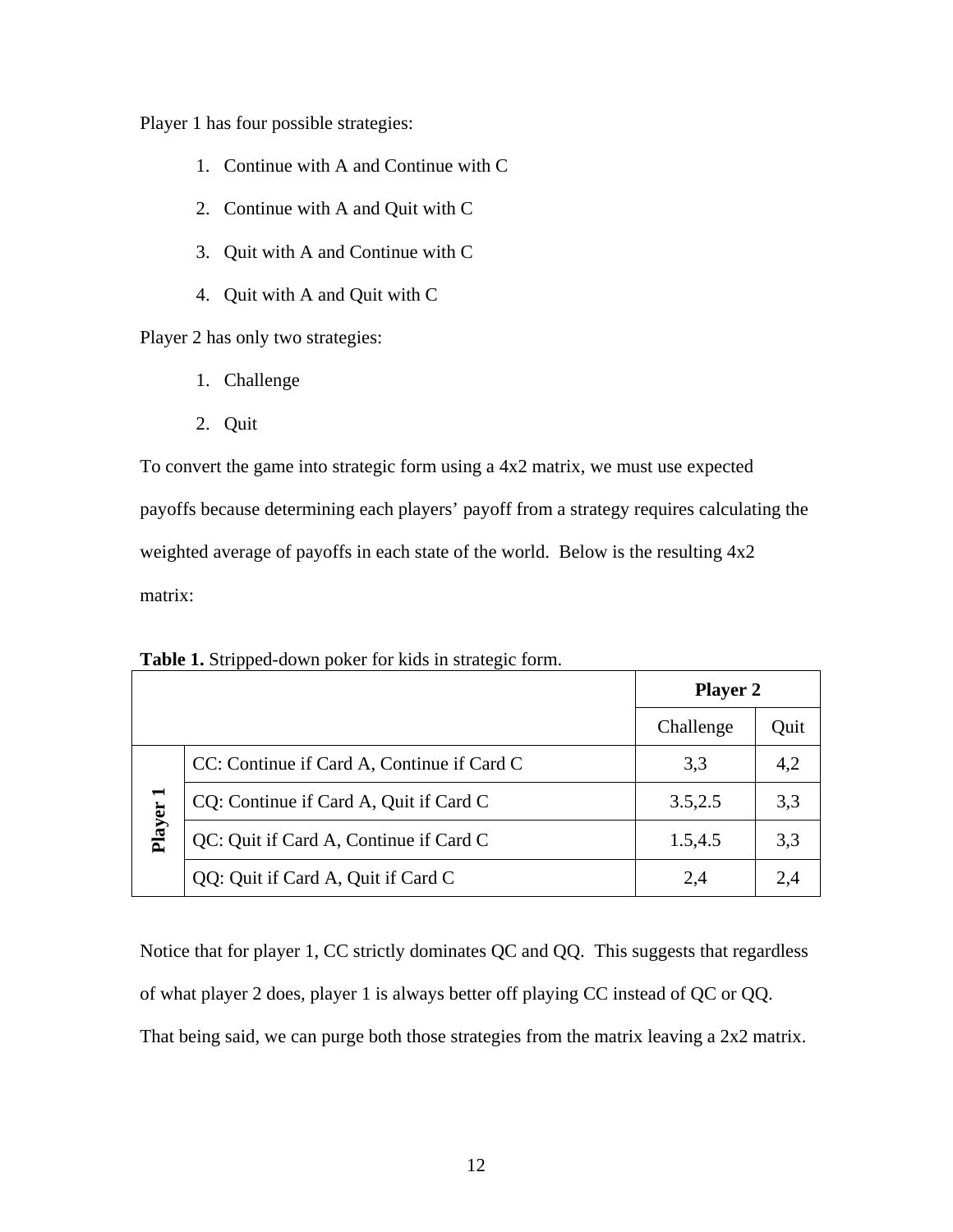Player 1 has four possible strategies:

1. Continue with A and Continue with C
2. Continue with A and Quit with C
3. Quit with A and Continue with C
4. Quit with A and Quit with C

Player 2 has only two strategies:

1. Challenge
2. Quit

To convert the game into strategic form using a 4x2 matrix, we must use expected payoffs because determining each players' payoff from a strategy requires calculating the weighted average of payoffs in each state of the world. Below is the resulting 4x2 matrix:

**Table 1.** Stripped-down poker for kids in strategic form.

| | | **Player 2** | |
|---|---|---|---|
| | | Challenge | Quit |
| **Player 1** | CC: Continue if Card A, Continue if Card C | 3,3 | 4,2 |
| | CQ: Continue if Card A, Quit if Card C | 3.5,2.5 | 3,3 |
| | QC: Quit if Card A, Continue if Card C | 1.5,4.5 | 3,3 |
| | QQ: Quit if Card A, Quit if Card C | 2,4 | 2,4 |

Notice that for player 1, CC strictly dominates QC and QQ. This suggests that regardless of what player 2 does, player 1 is always better off playing CC instead of QC or QQ. That being said, we can purge both those strategies from the matrix leaving a 2x2 matrix.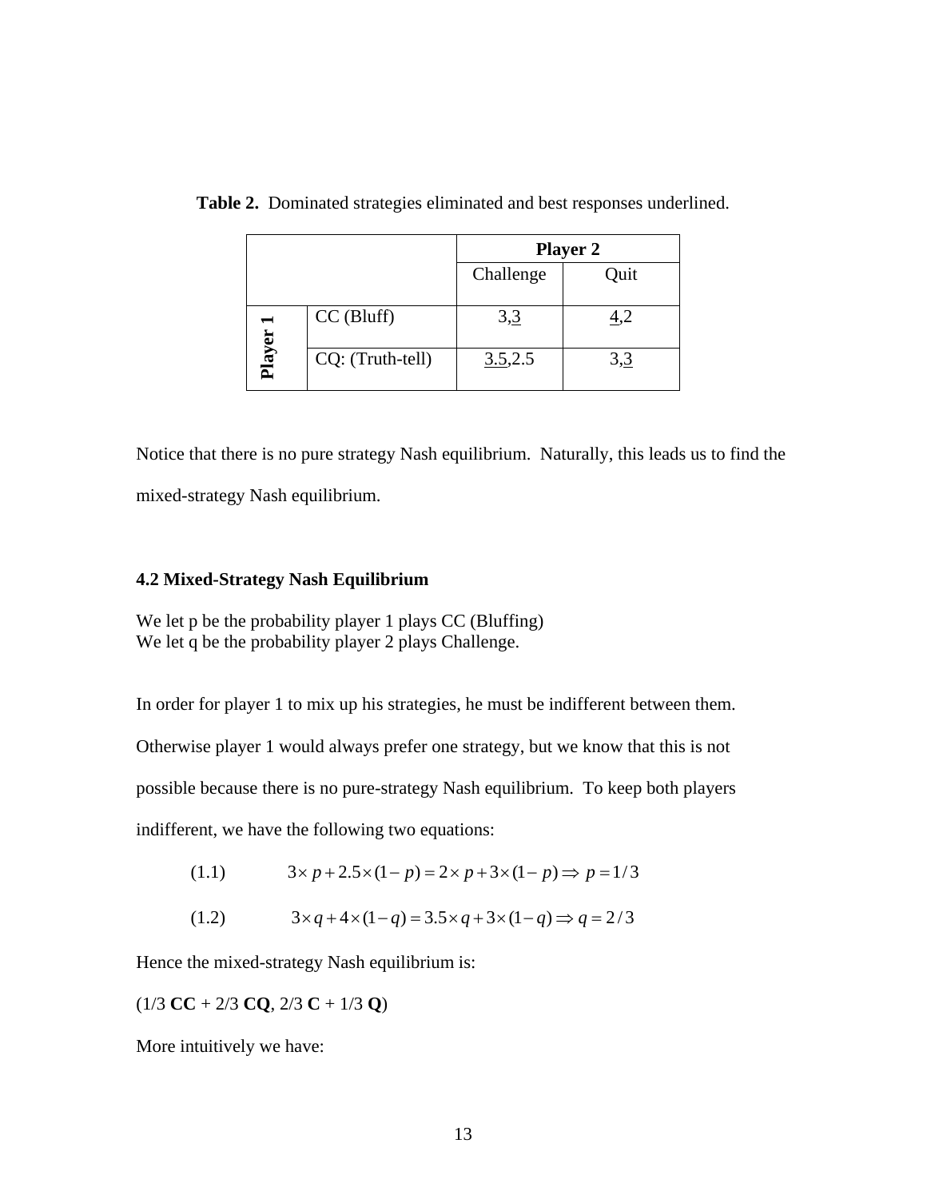**Table 2.** Dominated strategies eliminated and best responses underlined.

| | | Player 2 | |
|---|---|---|---|
| | | Challenge | Quit |
| Player 1 | CC (Bluff) | 3,<u>3</u> | <u>4</u>,2 |
| | CQ: (Truth-tell) | <u>3.5</u>,2.5 | 3,<u>3</u> |

Notice that there is no pure strategy Nash equilibrium. Naturally, this leads us to find the mixed-strategy Nash equilibrium.

### 4.2 Mixed-Strategy Nash Equilibrium

We let p be the probability player 1 plays CC (Bluffing)
We let q be the probability player 2 plays Challenge.

In order for player 1 to mix up his strategies, he must be indifferent between them. Otherwise player 1 would always prefer one strategy, but we know that this is not possible because there is no pure-strategy Nash equilibrium. To keep both players indifferent, we have the following two equations:

$$(1.1) \qquad 3 \times p + 2.5 \times (1-p) = 2 \times p + 3 \times (1-p) \Rightarrow p = 1/3$$

$$(1.2) \qquad 3 \times q + 4 \times (1-q) = 3.5 \times q + 3 \times (1-q) \Rightarrow q = 2/3$$

Hence the mixed-strategy Nash equilibrium is:

(1/3 **CC** + 2/3 **CQ**, 2/3 **C** + 1/3 **Q**)

More intuitively we have: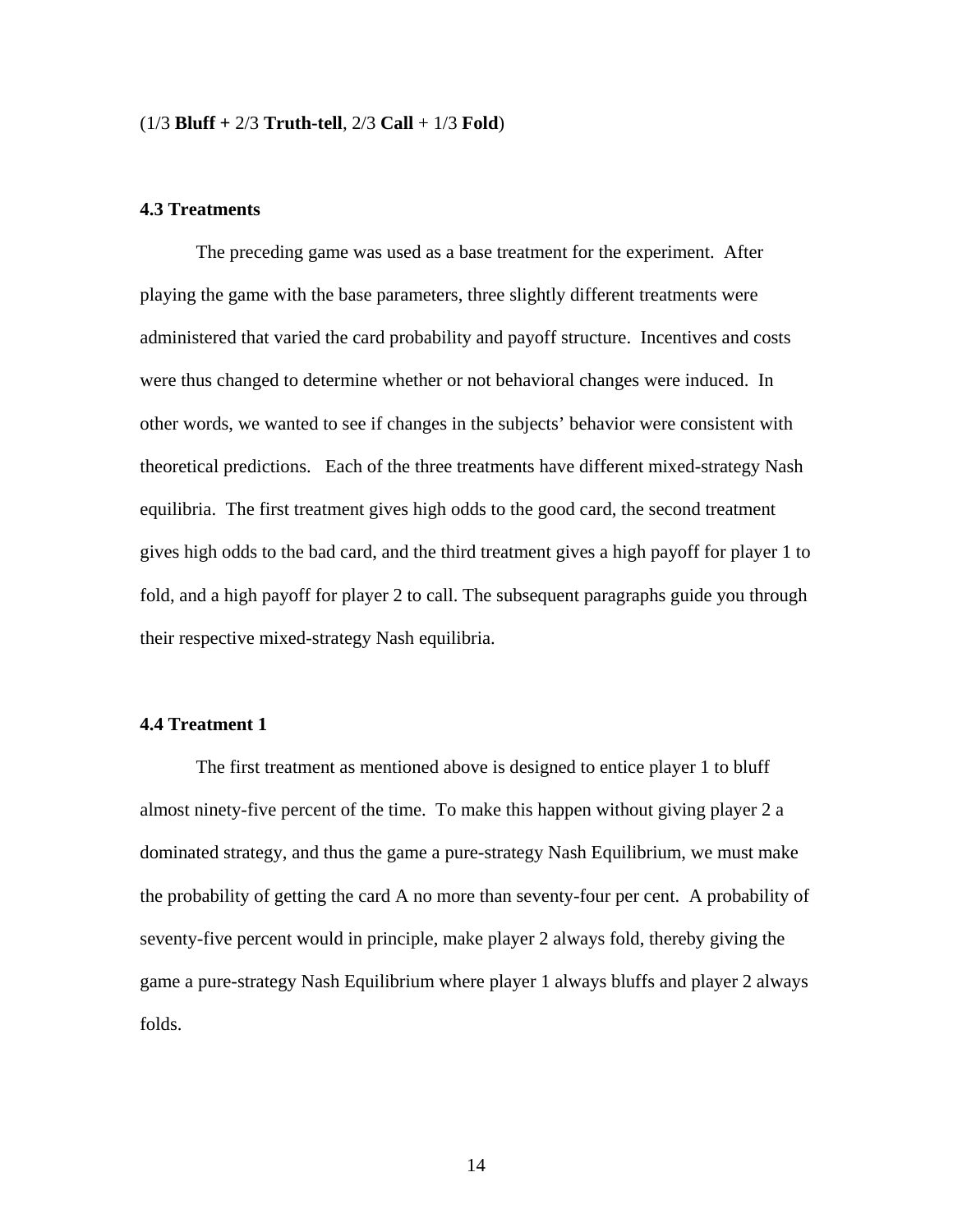(1/3 **Bluff +** 2/3 **Truth-tell**, 2/3 **Call** + 1/3 **Fold**)

### 4.3 Treatments

The preceding game was used as a base treatment for the experiment. After playing the game with the base parameters, three slightly different treatments were administered that varied the card probability and payoff structure. Incentives and costs were thus changed to determine whether or not behavioral changes were induced. In other words, we wanted to see if changes in the subjects' behavior were consistent with theoretical predictions. Each of the three treatments have different mixed-strategy Nash equilibria. The first treatment gives high odds to the good card, the second treatment gives high odds to the bad card, and the third treatment gives a high payoff for player 1 to fold, and a high payoff for player 2 to call. The subsequent paragraphs guide you through their respective mixed-strategy Nash equilibria.

### 4.4 Treatment 1

The first treatment as mentioned above is designed to entice player 1 to bluff almost ninety-five percent of the time. To make this happen without giving player 2 a dominated strategy, and thus the game a pure-strategy Nash Equilibrium, we must make the probability of getting the card A no more than seventy-four per cent. A probability of seventy-five percent would in principle, make player 2 always fold, thereby giving the game a pure-strategy Nash Equilibrium where player 1 always bluffs and player 2 always folds.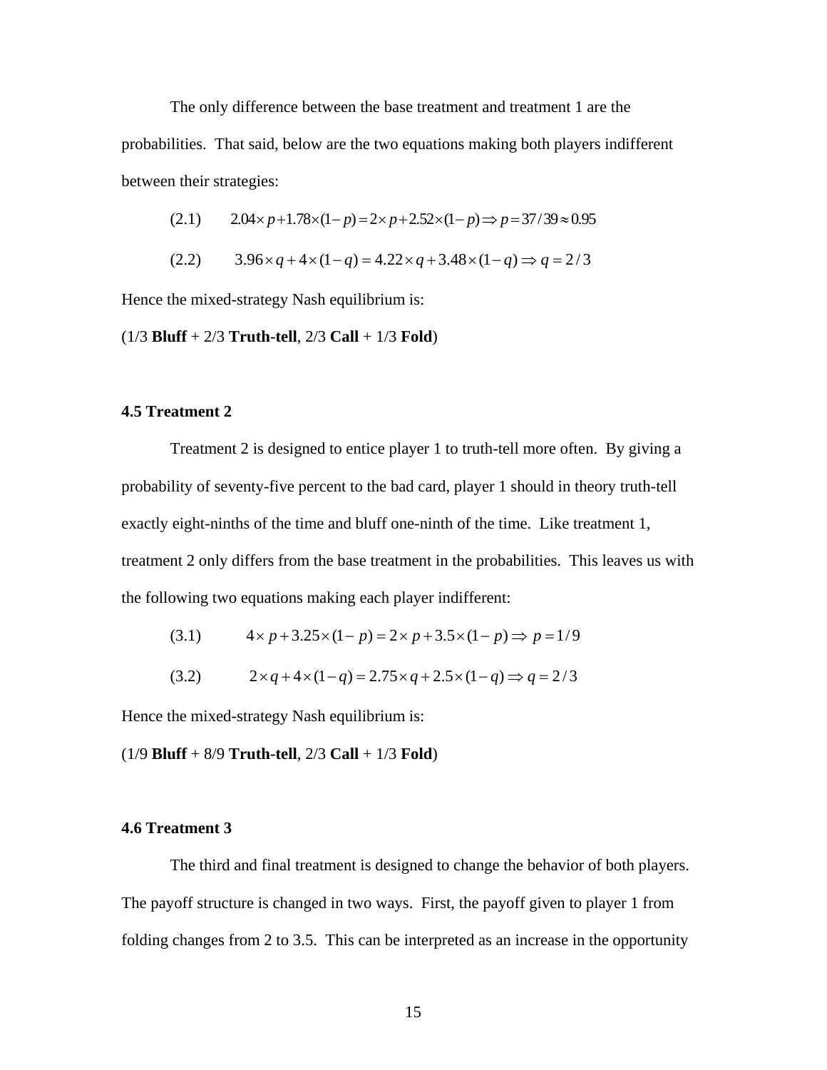The only difference between the base treatment and treatment 1 are the probabilities. That said, below are the two equations making both players indifferent between their strategies:

(2.1) $2.04\times p+1.78\times(1-p)=2\times p+2.52\times(1-p)\Rightarrow p=37/39\approx 0.95$

(2.2) $3.96\times q+4\times(1-q)=4.22\times q+3.48\times(1-q)\Rightarrow q=2/3$

Hence the mixed-strategy Nash equilibrium is:

(1/3 **Bluff** + 2/3 **Truth-tell**, 2/3 **Call** + 1/3 **Fold**)

### 4.5 Treatment 2

Treatment 2 is designed to entice player 1 to truth-tell more often. By giving a probability of seventy-five percent to the bad card, player 1 should in theory truth-tell exactly eight-ninths of the time and bluff one-ninth of the time. Like treatment 1, treatment 2 only differs from the base treatment in the probabilities. This leaves us with the following two equations making each player indifferent:

(3.1) $4\times p+3.25\times(1-p)=2\times p+3.5\times(1-p)\Rightarrow p=1/9$

(3.2) $2\times q+4\times(1-q)=2.75\times q+2.5\times(1-q)\Rightarrow q=2/3$

Hence the mixed-strategy Nash equilibrium is:

(1/9 **Bluff** + 8/9 **Truth-tell**, 2/3 **Call** + 1/3 **Fold**)

### 4.6 Treatment 3

The third and final treatment is designed to change the behavior of both players. The payoff structure is changed in two ways. First, the payoff given to player 1 from folding changes from 2 to 3.5. This can be interpreted as an increase in the opportunity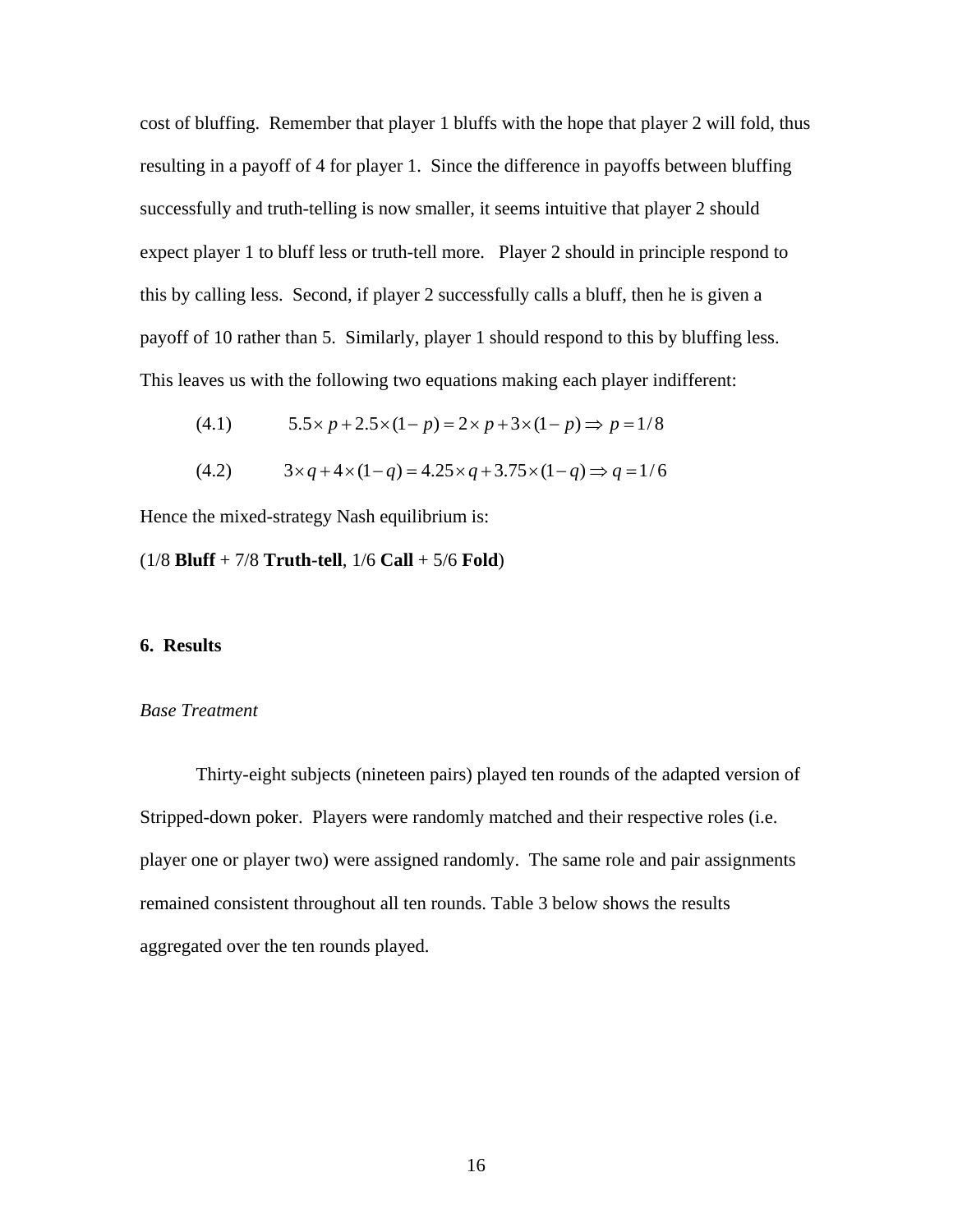cost of bluffing. Remember that player 1 bluffs with the hope that player 2 will fold, thus resulting in a payoff of 4 for player 1. Since the difference in payoffs between bluffing successfully and truth-telling is now smaller, it seems intuitive that player 2 should expect player 1 to bluff less or truth-tell more. Player 2 should in principle respond to this by calling less. Second, if player 2 successfully calls a bluff, then he is given a payoff of 10 rather than 5. Similarly, player 1 should respond to this by bluffing less. This leaves us with the following two equations making each player indifferent:

(4.1) $$5.5\times p + 2.5\times(1-p) = 2\times p + 3\times(1-p) \Rightarrow p = 1/8$$

(4.2) $$3\times q + 4\times(1-q) = 4.25\times q + 3.75\times(1-q) \Rightarrow q = 1/6$$

Hence the mixed-strategy Nash equilibrium is:

(1/8 **Bluff** + 7/8 **Truth-tell**, 1/6 **Call** + 5/6 **Fold**)

## 6. Results

*Base Treatment*

Thirty-eight subjects (nineteen pairs) played ten rounds of the adapted version of Stripped-down poker. Players were randomly matched and their respective roles (i.e. player one or player two) were assigned randomly. The same role and pair assignments remained consistent throughout all ten rounds. Table 3 below shows the results aggregated over the ten rounds played.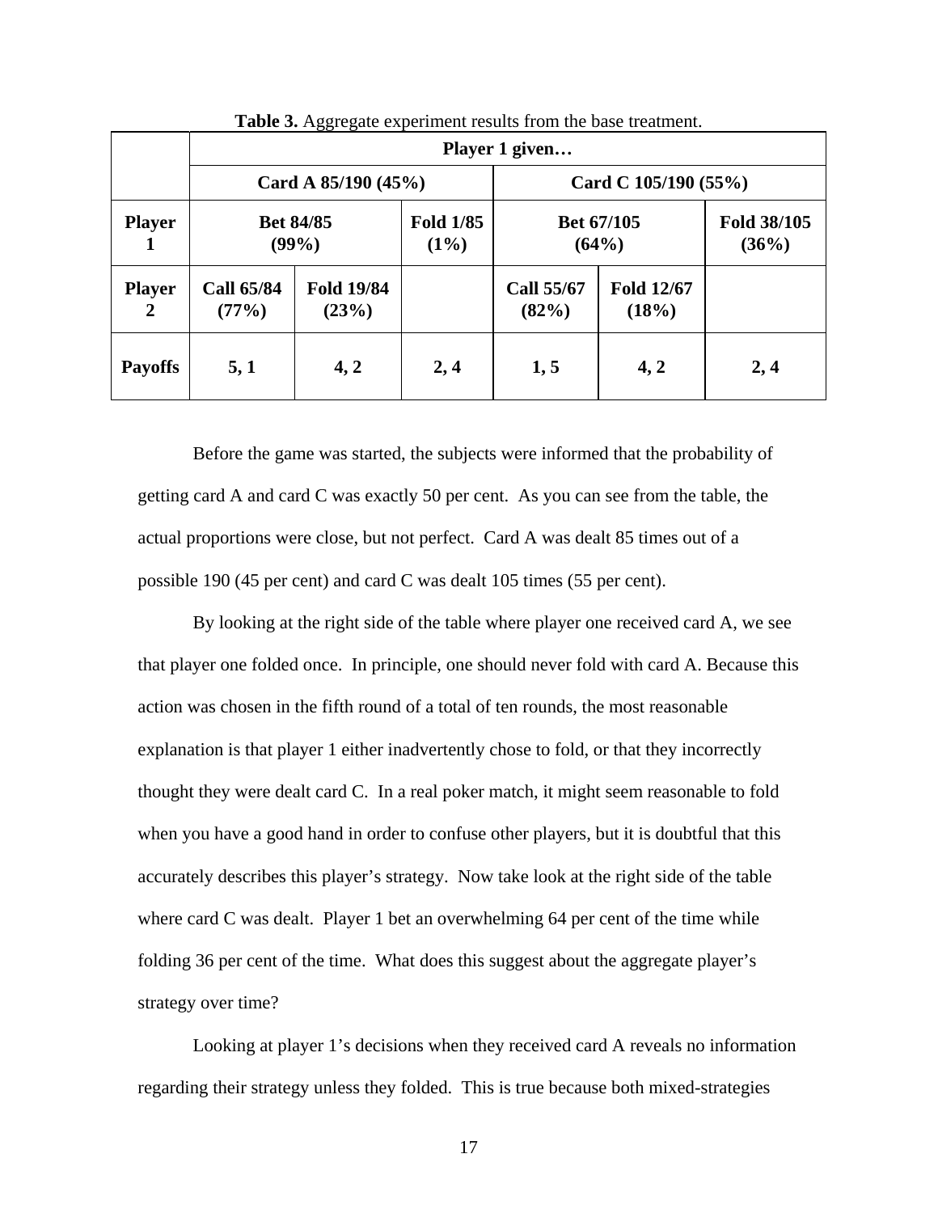**Table 3.** Aggregate experiment results from the base treatment.

| | **Player 1 given…** | | | | | |
|---|---|---|---|---|---|---|
| | **Card A 85/190 (45%)** | | | **Card C 105/190 (55%)** | | |
| **Player 1** | **Bet 84/85 (99%)** | | **Fold 1/85 (1%)** | **Bet 67/105 (64%)** | | **Fold 38/105 (36%)** |
| **Player 2** | **Call 65/84 (77%)** | **Fold 19/84 (23%)** | | **Call 55/67 (82%)** | **Fold 12/67 (18%)** | |
| **Payoffs** | **5, 1** | **4, 2** | **2, 4** | **1, 5** | **4, 2** | **2, 4** |

Before the game was started, the subjects were informed that the probability of getting card A and card C was exactly 50 per cent. As you can see from the table, the actual proportions were close, but not perfect. Card A was dealt 85 times out of a possible 190 (45 per cent) and card C was dealt 105 times (55 per cent).

By looking at the right side of the table where player one received card A, we see that player one folded once. In principle, one should never fold with card A. Because this action was chosen in the fifth round of a total of ten rounds, the most reasonable explanation is that player 1 either inadvertently chose to fold, or that they incorrectly thought they were dealt card C. In a real poker match, it might seem reasonable to fold when you have a good hand in order to confuse other players, but it is doubtful that this accurately describes this player's strategy. Now take look at the right side of the table where card C was dealt. Player 1 bet an overwhelming 64 per cent of the time while folding 36 per cent of the time. What does this suggest about the aggregate player's strategy over time?

Looking at player 1's decisions when they received card A reveals no information regarding their strategy unless they folded. This is true because both mixed-strategies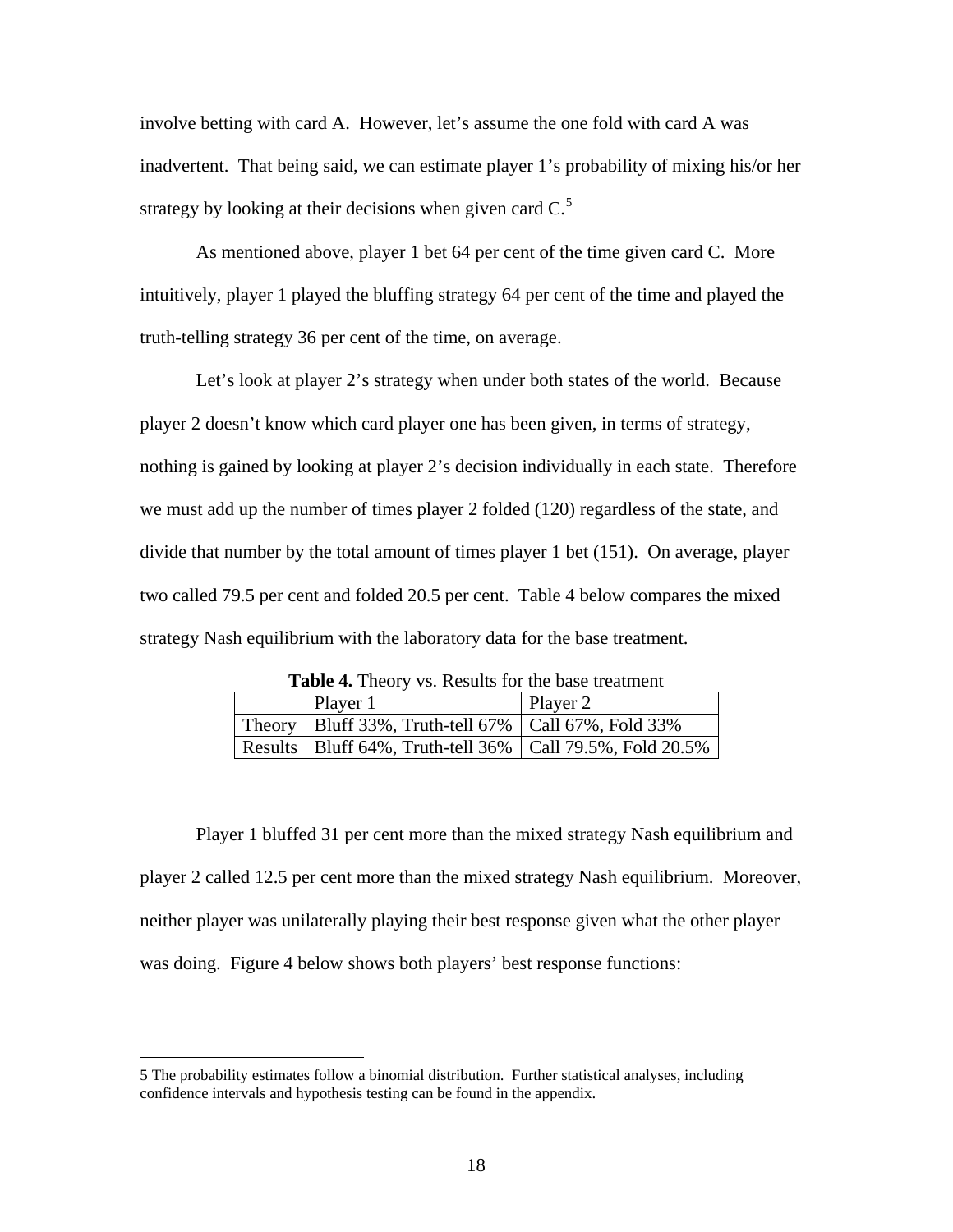involve betting with card A. However, let's assume the one fold with card A was inadvertent. That being said, we can estimate player 1's probability of mixing his/or her strategy by looking at their decisions when given card C.[5]

As mentioned above, player 1 bet 64 per cent of the time given card C. More intuitively, player 1 played the bluffing strategy 64 per cent of the time and played the truth-telling strategy 36 per cent of the time, on average.

Let's look at player 2's strategy when under both states of the world. Because player 2 doesn't know which card player one has been given, in terms of strategy, nothing is gained by looking at player 2's decision individually in each state. Therefore we must add up the number of times player 2 folded (120) regardless of the state, and divide that number by the total amount of times player 1 bet (151). On average, player two called 79.5 per cent and folded 20.5 per cent. Table 4 below compares the mixed strategy Nash equilibrium with the laboratory data for the base treatment.

**Table 4.** Theory vs. Results for the base treatment

| | Player 1 | Player 2 |
|---|---|---|
| Theory | Bluff 33%, Truth-tell 67% | Call 67%, Fold 33% |
| Results | Bluff 64%, Truth-tell 36% | Call 79.5%, Fold 20.5% |

Player 1 bluffed 31 per cent more than the mixed strategy Nash equilibrium and player 2 called 12.5 per cent more than the mixed strategy Nash equilibrium. Moreover, neither player was unilaterally playing their best response given what the other player was doing. Figure 4 below shows both players' best response functions:

---

5 The probability estimates follow a binomial distribution. Further statistical analyses, including confidence intervals and hypothesis testing can be found in the appendix.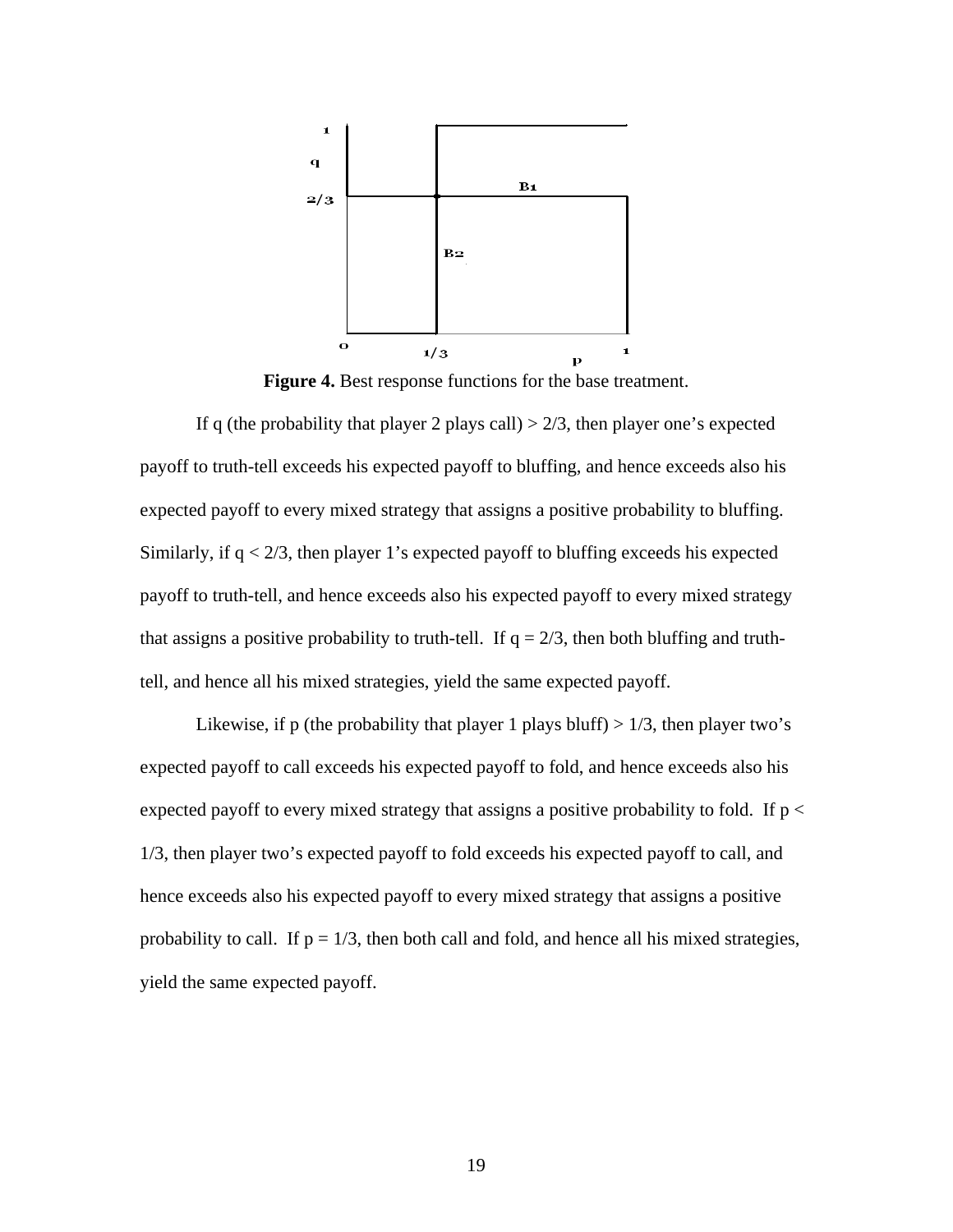**Figure 4.** Best response functions for the base treatment.

If q (the probability that player 2 plays call) > 2/3, then player one's expected payoff to truth-tell exceeds his expected payoff to bluffing, and hence exceeds also his expected payoff to every mixed strategy that assigns a positive probability to bluffing. Similarly, if q < 2/3, then player 1's expected payoff to bluffing exceeds his expected payoff to truth-tell, and hence exceeds also his expected payoff to every mixed strategy that assigns a positive probability to truth-tell. If q = 2/3, then both bluffing and truth-tell, and hence all his mixed strategies, yield the same expected payoff.

Likewise, if p (the probability that player 1 plays bluff) > 1/3, then player two's expected payoff to call exceeds his expected payoff to fold, and hence exceeds also his expected payoff to every mixed strategy that assigns a positive probability to fold. If p < 1/3, then player two's expected payoff to fold exceeds his expected payoff to call, and hence exceeds also his expected payoff to every mixed strategy that assigns a positive probability to call. If p = 1/3, then both call and fold, and hence all his mixed strategies, yield the same expected payoff.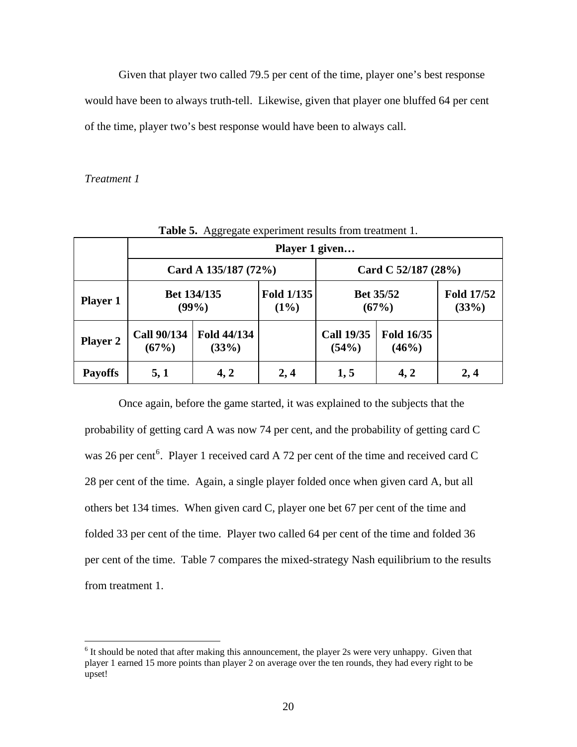Given that player two called 79.5 per cent of the time, player one's best response would have been to always truth-tell. Likewise, given that player one bluffed 64 per cent of the time, player two's best response would have been to always call.

*Treatment 1*

**Table 5.** Aggregate experiment results from treatment 1.

| | **Player 1 given…** | | | | | |
|---|---|---|---|---|---|---|
| | **Card A 135/187 (72%)** | | | **Card C 52/187 (28%)** | | |
| **Player 1** | **Bet 134/135 (99%)** | | **Fold 1/135 (1%)** | **Bet 35/52 (67%)** | | **Fold 17/52 (33%)** |
| **Player 2** | **Call 90/134 (67%)** | **Fold 44/134 (33%)** | | **Call 19/35 (54%)** | **Fold 16/35 (46%)** | |
| **Payoffs** | **5, 1** | **4, 2** | **2, 4** | **1, 5** | **4, 2** | **2, 4** |

Once again, before the game started, it was explained to the subjects that the probability of getting card A was now 74 per cent, and the probability of getting card C was 26 per cent[6]. Player 1 received card A 72 per cent of the time and received card C 28 per cent of the time. Again, a single player folded once when given card A, but all others bet 134 times. When given card C, player one bet 67 per cent of the time and folded 33 per cent of the time. Player two called 64 per cent of the time and folded 36 per cent of the time. Table 7 compares the mixed-strategy Nash equilibrium to the results from treatment 1.

[6] It should be noted that after making this announcement, the player 2s were very unhappy. Given that player 1 earned 15 more points than player 2 on average over the ten rounds, they had every right to be upset!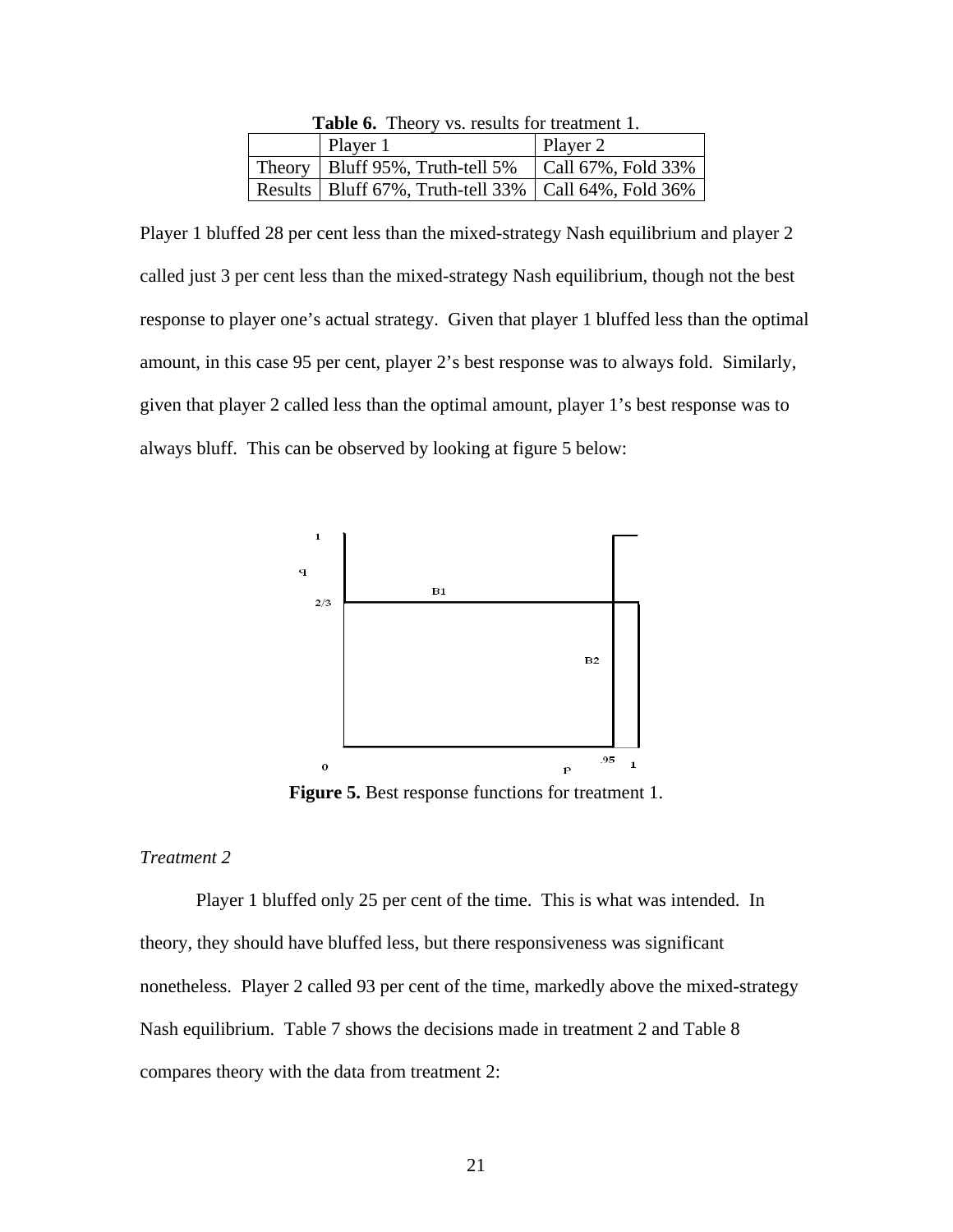**Table 6.** Theory vs. results for treatment 1.

| | Player 1 | Player 2 |
|---|---|---|
| Theory | Bluff 95%, Truth-tell 5% | Call 67%, Fold 33% |
| Results | Bluff 67%, Truth-tell 33% | Call 64%, Fold 36% |

Player 1 bluffed 28 per cent less than the mixed-strategy Nash equilibrium and player 2 called just 3 per cent less than the mixed-strategy Nash equilibrium, though not the best response to player one's actual strategy. Given that player 1 bluffed less than the optimal amount, in this case 95 per cent, player 2's best response was to always fold. Similarly, given that player 2 called less than the optimal amount, player 1's best response was to always bluff. This can be observed by looking at figure 5 below:

**Figure 5.** Best response functions for treatment 1.

*Treatment 2*

Player 1 bluffed only 25 per cent of the time. This is what was intended. In theory, they should have bluffed less, but there responsiveness was significant nonetheless. Player 2 called 93 per cent of the time, markedly above the mixed-strategy Nash equilibrium. Table 7 shows the decisions made in treatment 2 and Table 8 compares theory with the data from treatment 2: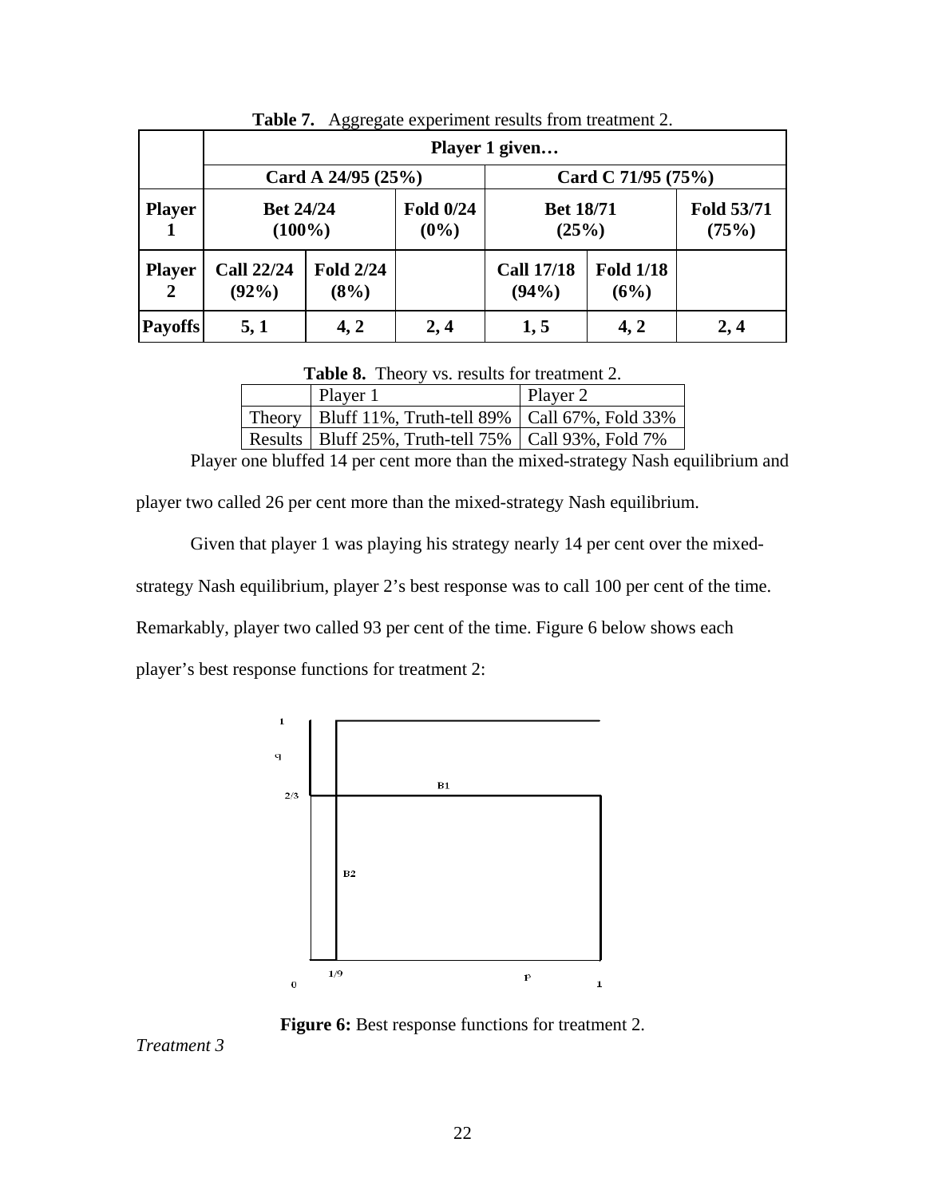**Table 7.** Aggregate experiment results from treatment 2.

| | **Player 1 given…** | | | | | |
|---|---|---|---|---|---|---|
| | **Card A 24/95 (25%)** | | | **Card C 71/95 (75%)** | | |
| **Player 1** | **Bet 24/24 (100%)** | | **Fold 0/24 (0%)** | **Bet 18/71 (25%)** | | **Fold 53/71 (75%)** |
| **Player 2** | **Call 22/24 (92%)** | **Fold 2/24 (8%)** | | **Call 17/18 (94%)** | **Fold 1/18 (6%)** | |
| **Payoffs** | **5, 1** | **4, 2** | **2, 4** | **1, 5** | **4, 2** | **2, 4** |

**Table 8.** Theory vs. results for treatment 2.

| | Player 1 | Player 2 |
|---|---|---|
| Theory | Bluff 11%, Truth-tell 89% | Call 67%, Fold 33% |
| Results | Bluff 25%, Truth-tell 75% | Call 93%, Fold 7% |

Player one bluffed 14 per cent more than the mixed-strategy Nash equilibrium and player two called 26 per cent more than the mixed-strategy Nash equilibrium.

Given that player 1 was playing his strategy nearly 14 per cent over the mixed-strategy Nash equilibrium, player 2's best response was to call 100 per cent of the time. Remarkably, player two called 93 per cent of the time. Figure 6 below shows each player's best response functions for treatment 2:

**Figure 6:** Best response functions for treatment 2.

*Treatment 3*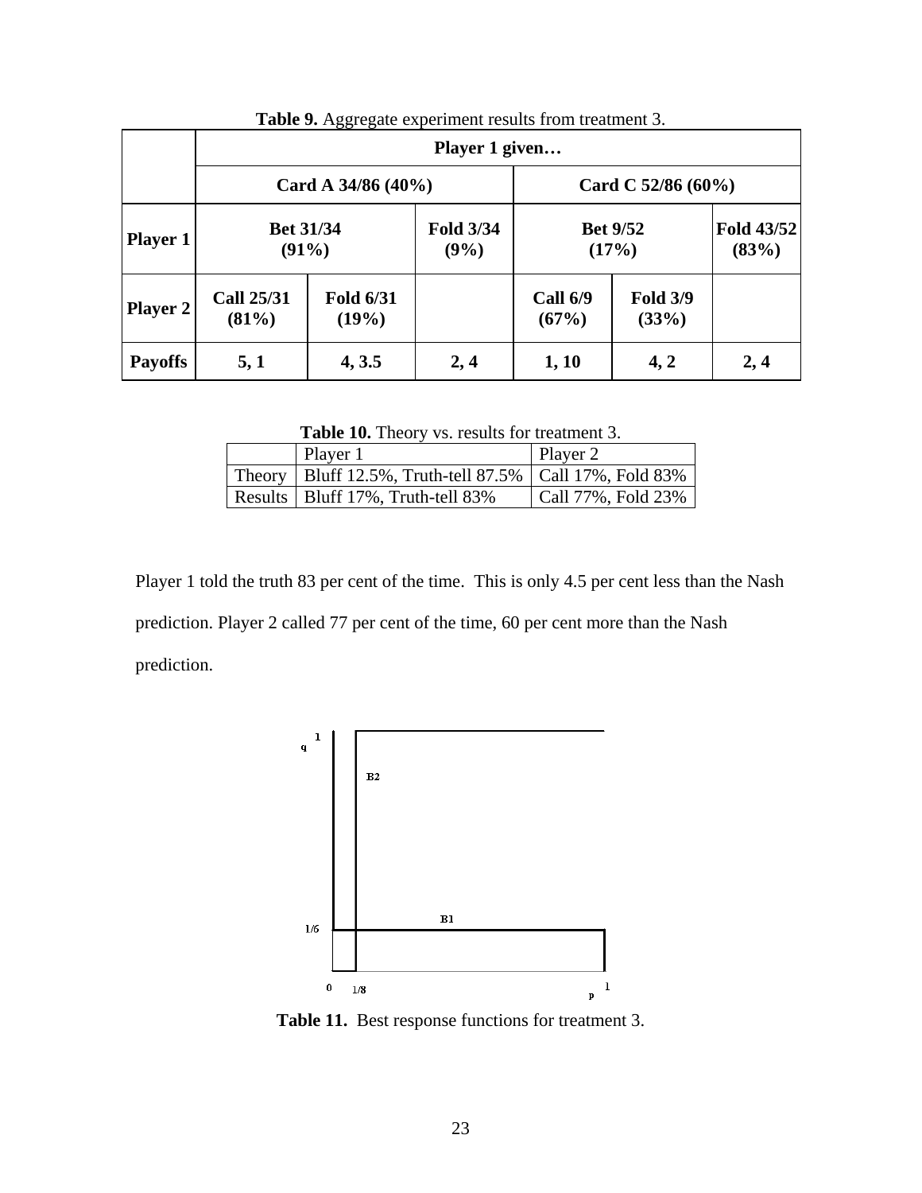**Table 9.** Aggregate experiment results from treatment 3.

| | **Player 1 given…** | | | | | |
|---|---|---|---|---|---|---|
| | **Card A 34/86 (40%)** | | | **Card C 52/86 (60%)** | | |
| **Player 1** | **Bet 31/34 (91%)** | | **Fold 3/34 (9%)** | **Bet 9/52 (17%)** | | **Fold 43/52 (83%)** |
| **Player 2** | **Call 25/31 (81%)** | **Fold 6/31 (19%)** | | **Call 6/9 (67%)** | **Fold 3/9 (33%)** | |
| **Payoffs** | **5, 1** | **4, 3.5** | **2, 4** | **1, 10** | **4, 2** | **2, 4** |

**Table 10.** Theory vs. results for treatment 3.

| | Player 1 | Player 2 |
|---|---|---|
| Theory | Bluff 12.5%, Truth-tell 87.5% | Call 17%, Fold 83% |
| Results | Bluff 17%, Truth-tell 83% | Call 77%, Fold 23% |

Player 1 told the truth 83 per cent of the time. This is only 4.5 per cent less than the Nash prediction. Player 2 called 77 per cent of the time, 60 per cent more than the Nash prediction.

**Table 11.** Best response functions for treatment 3.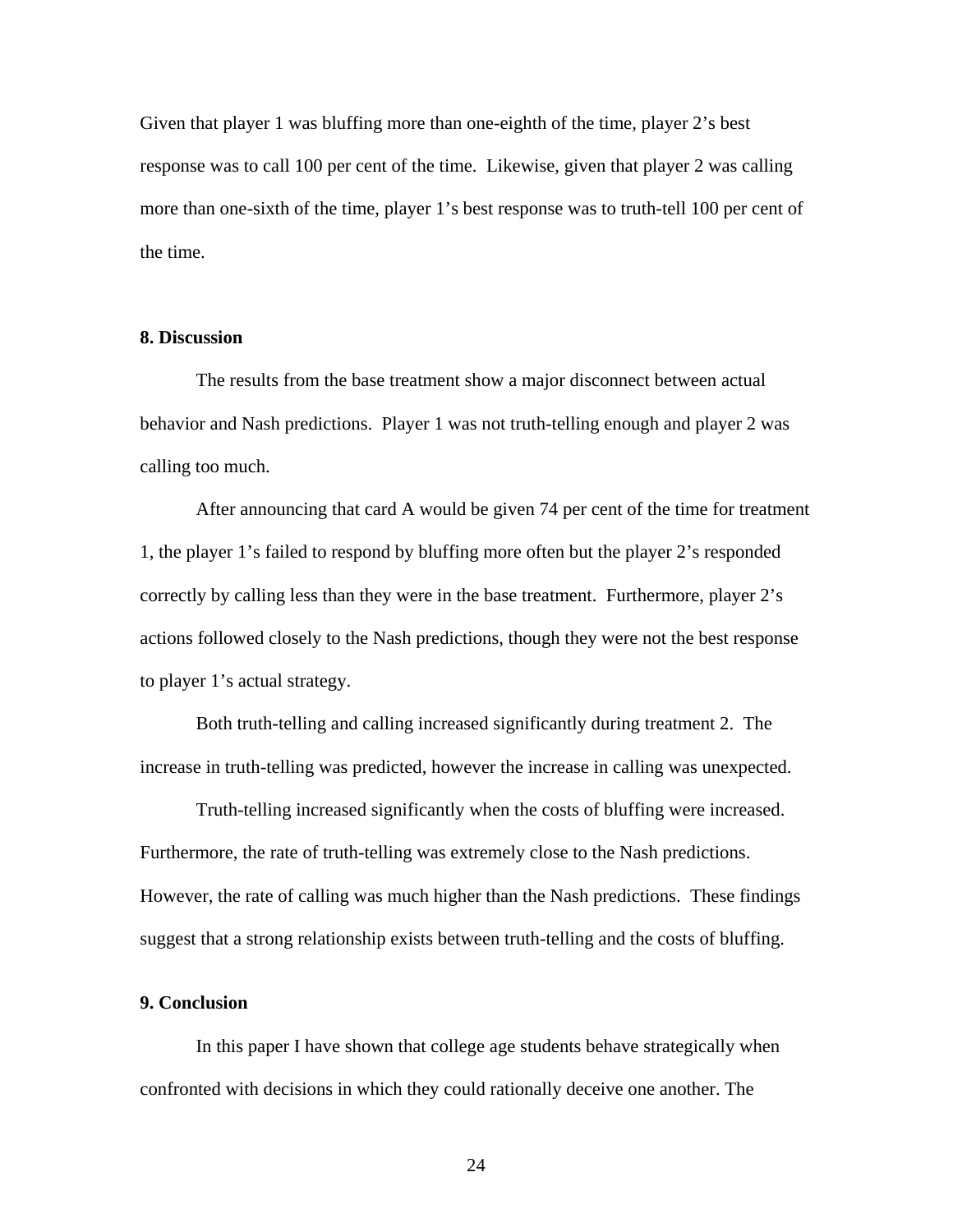Given that player 1 was bluffing more than one-eighth of the time, player 2's best response was to call 100 per cent of the time. Likewise, given that player 2 was calling more than one-sixth of the time, player 1's best response was to truth-tell 100 per cent of the time.

## 8. Discussion

The results from the base treatment show a major disconnect between actual behavior and Nash predictions. Player 1 was not truth-telling enough and player 2 was calling too much.

After announcing that card A would be given 74 per cent of the time for treatment 1, the player 1's failed to respond by bluffing more often but the player 2's responded correctly by calling less than they were in the base treatment. Furthermore, player 2's actions followed closely to the Nash predictions, though they were not the best response to player 1's actual strategy.

Both truth-telling and calling increased significantly during treatment 2. The increase in truth-telling was predicted, however the increase in calling was unexpected.

Truth-telling increased significantly when the costs of bluffing were increased. Furthermore, the rate of truth-telling was extremely close to the Nash predictions. However, the rate of calling was much higher than the Nash predictions. These findings suggest that a strong relationship exists between truth-telling and the costs of bluffing.

## 9. Conclusion

In this paper I have shown that college age students behave strategically when confronted with decisions in which they could rationally deceive one another. The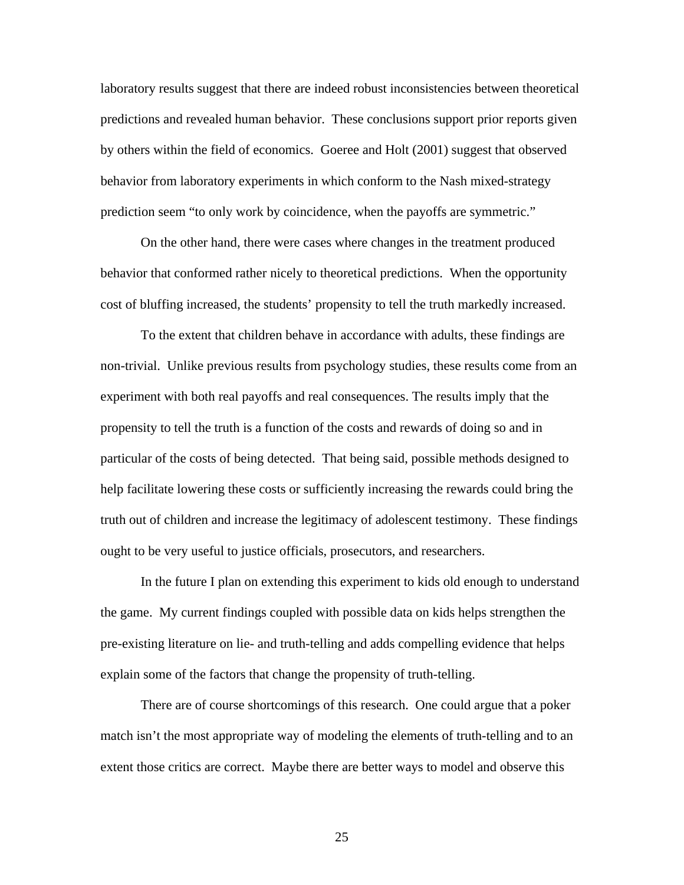laboratory results suggest that there are indeed robust inconsistencies between theoretical predictions and revealed human behavior. These conclusions support prior reports given by others within the field of economics. Goeree and Holt (2001) suggest that observed behavior from laboratory experiments in which conform to the Nash mixed-strategy prediction seem "to only work by coincidence, when the payoffs are symmetric."

On the other hand, there were cases where changes in the treatment produced behavior that conformed rather nicely to theoretical predictions. When the opportunity cost of bluffing increased, the students' propensity to tell the truth markedly increased.

To the extent that children behave in accordance with adults, these findings are non-trivial. Unlike previous results from psychology studies, these results come from an experiment with both real payoffs and real consequences. The results imply that the propensity to tell the truth is a function of the costs and rewards of doing so and in particular of the costs of being detected. That being said, possible methods designed to help facilitate lowering these costs or sufficiently increasing the rewards could bring the truth out of children and increase the legitimacy of adolescent testimony. These findings ought to be very useful to justice officials, prosecutors, and researchers.

In the future I plan on extending this experiment to kids old enough to understand the game. My current findings coupled with possible data on kids helps strengthen the pre-existing literature on lie- and truth-telling and adds compelling evidence that helps explain some of the factors that change the propensity of truth-telling.

There are of course shortcomings of this research. One could argue that a poker match isn't the most appropriate way of modeling the elements of truth-telling and to an extent those critics are correct. Maybe there are better ways to model and observe this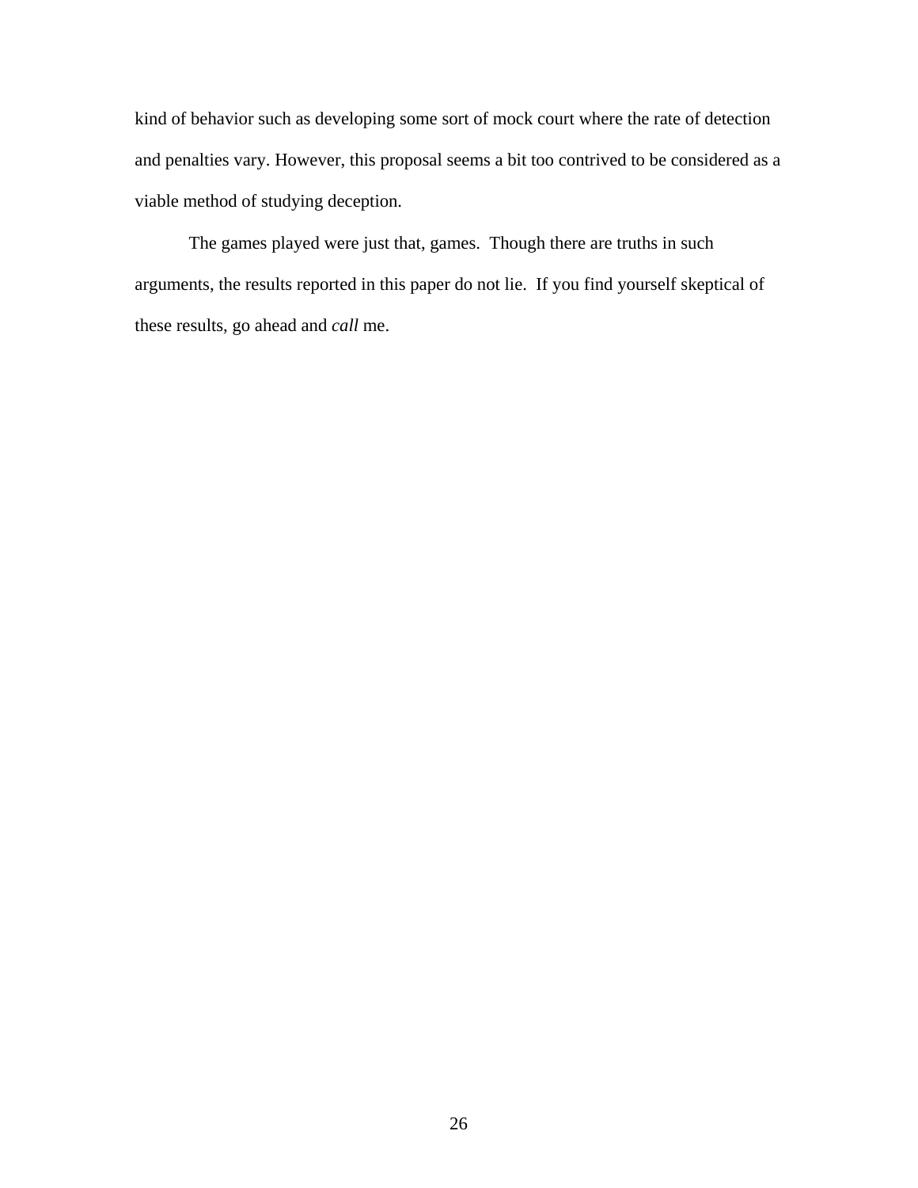kind of behavior such as developing some sort of mock court where the rate of detection and penalties vary. However, this proposal seems a bit too contrived to be considered as a viable method of studying deception.

The games played were just that, games. Though there are truths in such arguments, the results reported in this paper do not lie. If you find yourself skeptical of these results, go ahead and *call* me.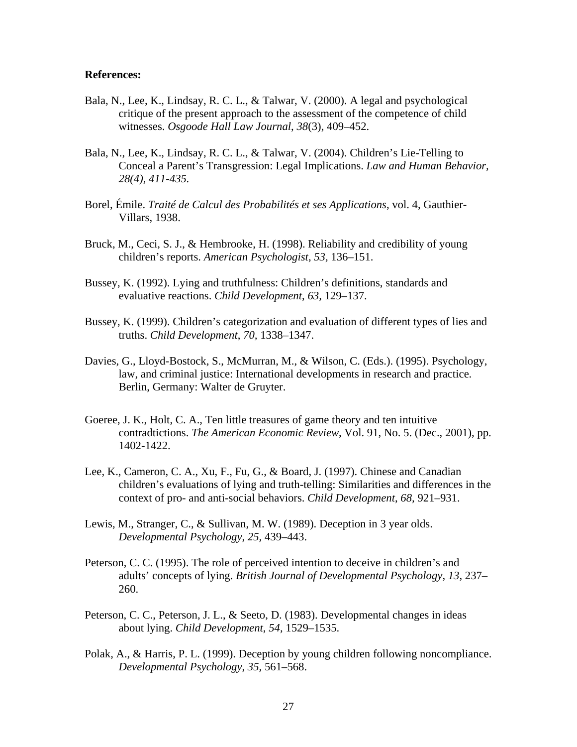**References:**

Bala, N., Lee, K., Lindsay, R. C. L., & Talwar, V. (2000). A legal and psychological critique of the present approach to the assessment of the competence of child witnesses. *Osgoode Hall Law Journal*, *38*(3), 409–452.

Bala, N., Lee, K., Lindsay, R. C. L., & Talwar, V. (2004). Children's Lie-Telling to Conceal a Parent's Transgression: Legal Implications. *Law and Human Behavior, 28(4), 411-435.*

Borel, Émile. *Traité de Calcul des Probabilités et ses Applications*, vol. 4, Gauthier-Villars, 1938.

Bruck, M., Ceci, S. J., & Hembrooke, H. (1998). Reliability and credibility of young children's reports. *American Psychologist*, *53*, 136–151.

Bussey, K. (1992). Lying and truthfulness: Children's definitions, standards and evaluative reactions. *Child Development*, *63*, 129–137.

Bussey, K. (1999). Children's categorization and evaluation of different types of lies and truths. *Child Development*, *70*, 1338–1347.

Davies, G., Lloyd-Bostock, S., McMurran, M., & Wilson, C. (Eds.). (1995). Psychology, law, and criminal justice: International developments in research and practice. Berlin, Germany: Walter de Gruyter.

Goeree, J. K., Holt, C. A., Ten little treasures of game theory and ten intuitive contradtictions. *The American Economic Review*, Vol. 91, No. 5. (Dec., 2001), pp. 1402-1422.

Lee, K., Cameron, C. A., Xu, F., Fu, G., & Board, J. (1997). Chinese and Canadian children's evaluations of lying and truth-telling: Similarities and differences in the context of pro- and anti-social behaviors. *Child Development*, *68*, 921–931.

Lewis, M., Stranger, C., & Sullivan, M. W. (1989). Deception in 3 year olds. *Developmental Psychology*, *25*, 439–443.

Peterson, C. C. (1995). The role of perceived intention to deceive in children's and adults' concepts of lying. *British Journal of Developmental Psychology*, *13*, 237–260.

Peterson, C. C., Peterson, J. L., & Seeto, D. (1983). Developmental changes in ideas about lying. *Child Development*, *54*, 1529–1535.

Polak, A., & Harris, P. L. (1999). Deception by young children following noncompliance. *Developmental Psychology*, *35*, 561–568.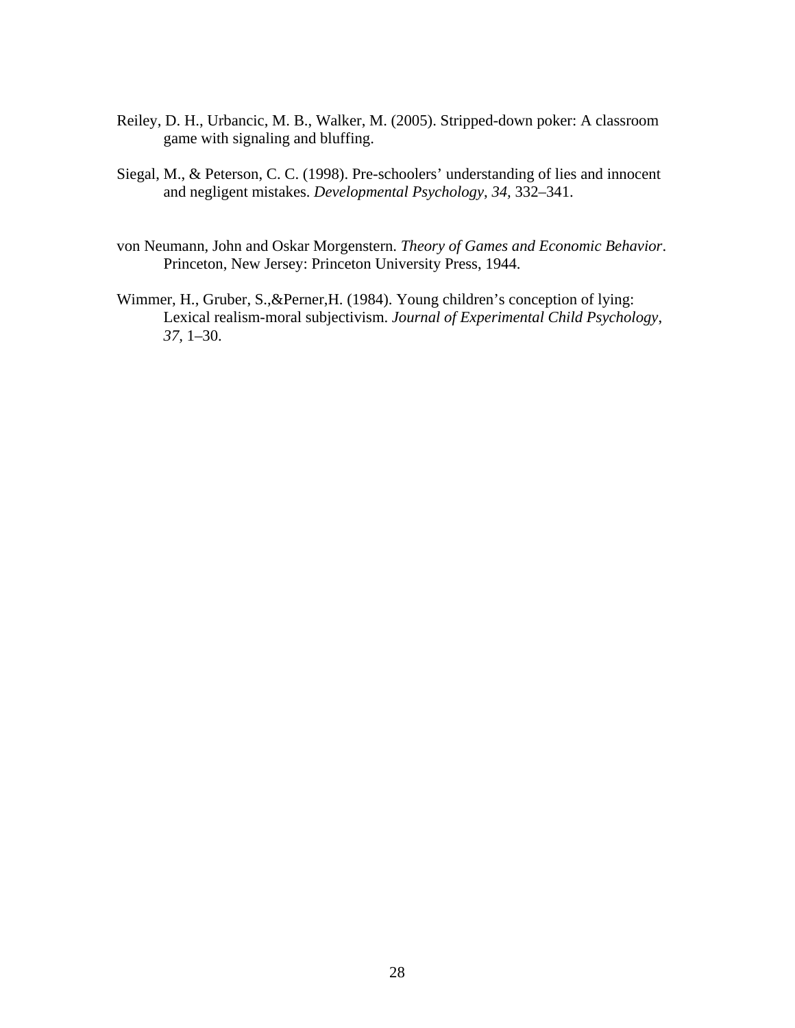Reiley, D. H., Urbancic, M. B., Walker, M. (2005). Stripped-down poker: A classroom game with signaling and bluffing.

Siegal, M., & Peterson, C. C. (1998). Pre-schoolers' understanding of lies and innocent and negligent mistakes. *Developmental Psychology*, *34,* 332–341.

von Neumann, John and Oskar Morgenstern. *Theory of Games and Economic Behavior*. Princeton, New Jersey: Princeton University Press, 1944.

Wimmer, H., Gruber, S.,&Perner,H. (1984). Young children's conception of lying: Lexical realism-moral subjectivism. *Journal of Experimental Child Psychology*, *37,* 1–30.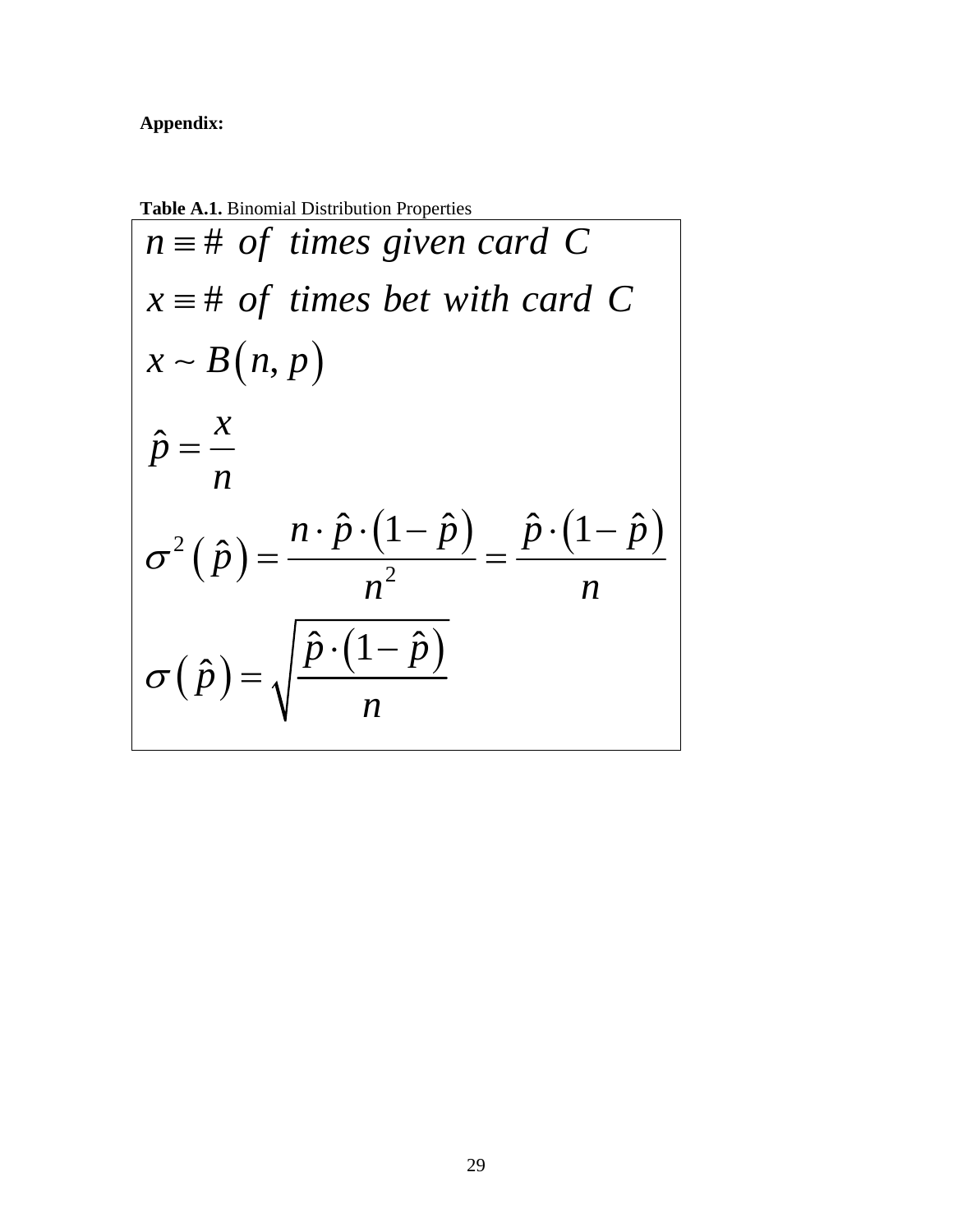**Appendix:**

**Table A.1.** Binomial Distribution Properties

$$n \equiv \#\ of\ \ times\ given\ card\ \ C$$

$$x \equiv \#\ of\ \ times\ bet\ with\ card\ \ C$$

$$x \sim B(n, p)$$

$$\hat{p} = \frac{x}{n}$$

$$\sigma^2(\hat{p}) = \frac{n \cdot \hat{p} \cdot (1 - \hat{p})}{n^2} = \frac{\hat{p} \cdot (1 - \hat{p})}{n}$$

$$\sigma(\hat{p}) = \sqrt{\frac{\hat{p} \cdot (1 - \hat{p})}{n}}$$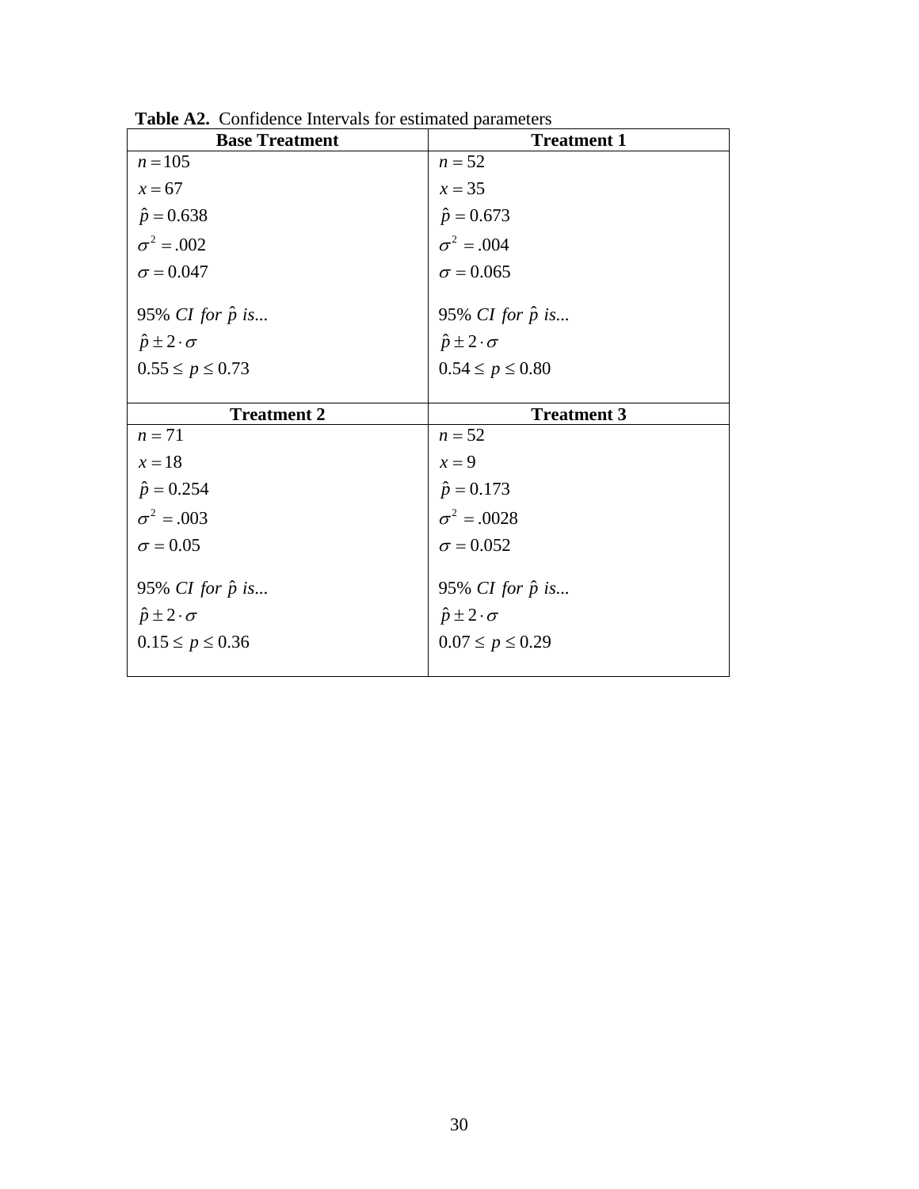**Table A2.** Confidence Intervals for estimated parameters

| Base Treatment | Treatment 1 |
|---|---|
| $n = 105$ | $n = 52$ |
| $x = 67$ | $x = 35$ |
| $\hat{p} = 0.638$ | $\hat{p} = 0.673$ |
| $\sigma^2 = .002$ | $\sigma^2 = .004$ |
| $\sigma = 0.047$ | $\sigma = 0.065$ |
| 95% $CI$ $for$ $\hat{p}$ $is...$ | 95% $CI$ $for$ $\hat{p}$ $is...$ |
| $\hat{p} \pm 2 \cdot \sigma$ | $\hat{p} \pm 2 \cdot \sigma$ |
| $0.55 \leq p \leq 0.73$ | $0.54 \leq p \leq 0.80$ |
| **Treatment 2** | **Treatment 3** |
| $n = 71$ | $n = 52$ |
| $x = 18$ | $x = 9$ |
| $\hat{p} = 0.254$ | $\hat{p} = 0.173$ |
| $\sigma^2 = .003$ | $\sigma^2 = .0028$ |
| $\sigma = 0.05$ | $\sigma = 0.052$ |
| 95% $CI$ $for$ $\hat{p}$ $is...$ | 95% $CI$ $for$ $\hat{p}$ $is...$ |
| $\hat{p} \pm 2 \cdot \sigma$ | $\hat{p} \pm 2 \cdot \sigma$ |
| $0.15 \leq p \leq 0.36$ | $0.07 \leq p \leq 0.29$ |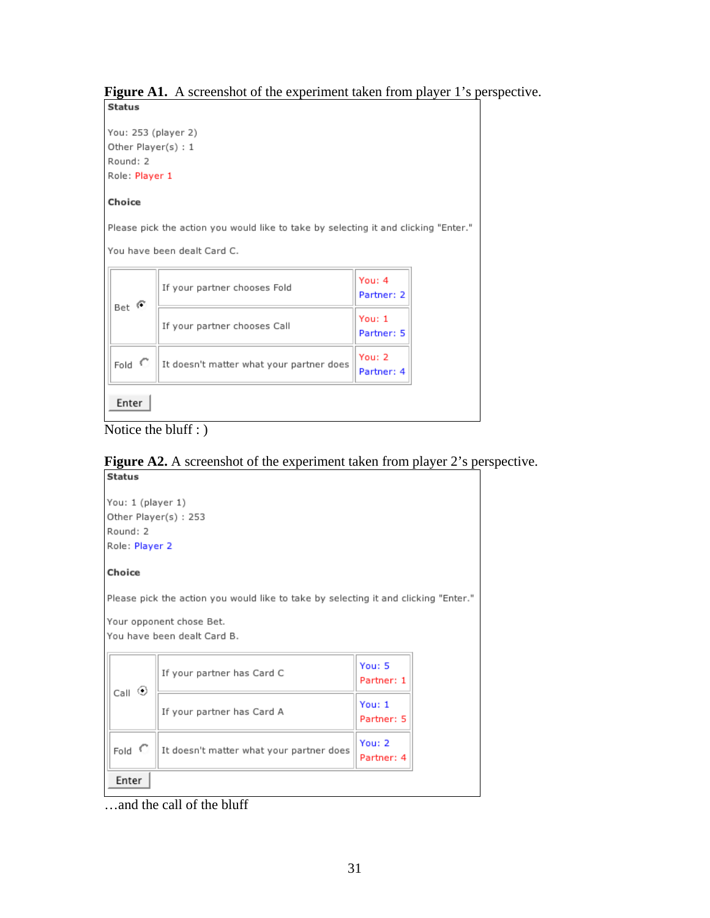**Figure A1.** A screenshot of the experiment taken from player 1's perspective.

**Status**

You: 253 (player 2)
Other Player(s) : 1
Round: 2
Role: Player 1

**Choice**

Please pick the action you would like to take by selecting it and clicking "Enter."

You have been dealt Card C.

| | | |
|---|---|---|
| Bet (selected) | If your partner chooses Fold | You: 4<br>Partner: 2 |
| | If your partner chooses Call | You: 1<br>Partner: 5 |
| Fold | It doesn't matter what your partner does | You: 2<br>Partner: 4 |

Enter

Notice the bluff : )

**Figure A2.** A screenshot of the experiment taken from player 2's perspective.

**Status**

You: 1 (player 1)
Other Player(s) : 253
Round: 2
Role: Player 2

**Choice**

Please pick the action you would like to take by selecting it and clicking "Enter."

Your opponent chose Bet.
You have been dealt Card B.

| | | |
|---|---|---|
| Call (selected) | If your partner has Card C | You: 5<br>Partner: 1 |
| | If your partner has Card A | You: 1<br>Partner: 5 |
| Fold | It doesn't matter what your partner does | You: 2<br>Partner: 4 |

Enter

…and the call of the bluff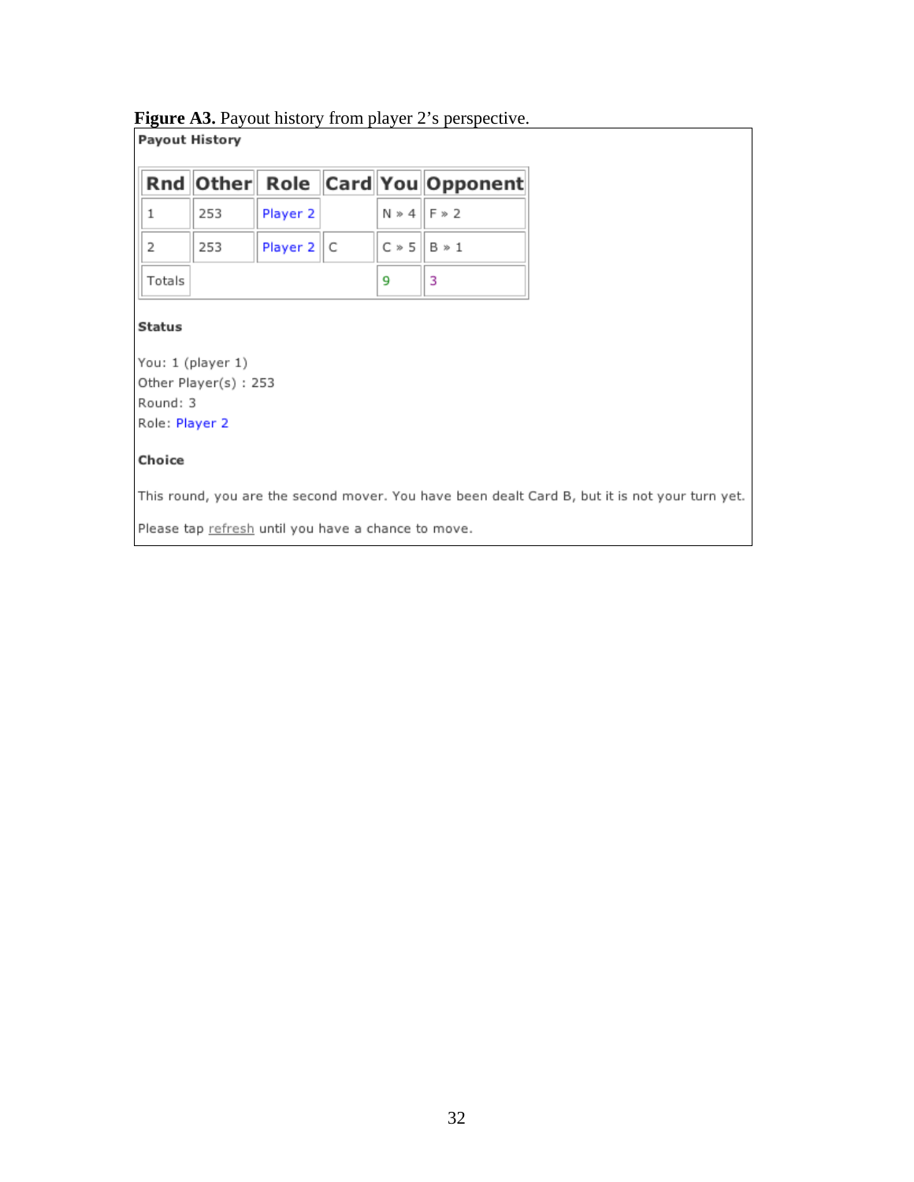**Figure A3.** Payout history from player 2's perspective.

**Payout History**

| Rnd | Other | Role | Card | You | Opponent |
|---|---|---|---|---|---|
| 1 | 253 | Player 2 | | N » 4 | F » 2 |
| 2 | 253 | Player 2 | C | C » 5 | B » 1 |
| Totals | | | | 9 | 3 |

**Status**

You: 1 (player 1)
Other Player(s) : 253
Round: 3
Role: Player 2

**Choice**

This round, you are the second mover. You have been dealt Card B, but it is not your turn yet.

Please tap refresh until you have a chance to move.